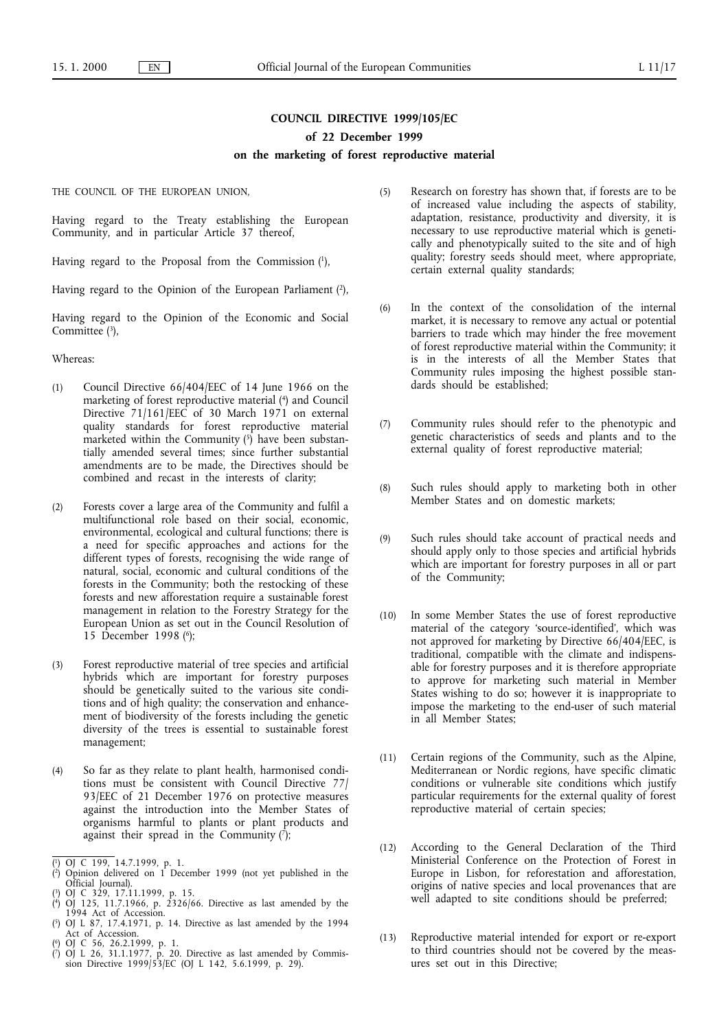# COUNCIL DIRECTIVE 1999/105/EC

## of 22 December 1999

## on the marketing of forest reproductive material

THE COUNCIL OF THE EUROPEAN UNION,

Having regard to the Treaty establishing the European Community, and in particular Article 37 thereof,

Having regard to the Proposal from the Commission [1],

Having regard to the Opinion of the European Parliament [2],

Having regard to the Opinion of the Economic and Social Committee [3],

Whereas:

(1) Council Directive 66/404/EEC of 14 June 1966 on the marketing of forest reproductive material [4] and Council Directive 71/161/EEC of 30 March 1971 on external quality standards for forest reproductive material marketed within the Community [5] have been substantially amended several times; since further substantial amendments are to be made, the Directives should be combined and recast in the interests of clarity;

(2) Forests cover a large area of the Community and fulfil a multifunctional role based on their social, economic, environmental, ecological and cultural functions; there is a need for specific approaches and actions for the different types of forests, recognising the wide range of natural, social, economic and cultural conditions of the forests in the Community; both the restocking of these forests and new afforestation require a sustainable forest management in relation to the Forestry Strategy for the European Union as set out in the Council Resolution of 15 December 1998 [6];

(3) Forest reproductive material of tree species and artificial hybrids which are important for forestry purposes should be genetically suited to the various site conditions and of high quality; the conservation and enhancement of biodiversity of the forests including the genetic diversity of the trees is essential to sustainable forest management;

(4) So far as they relate to plant health, harmonised conditions must be consistent with Council Directive 77/93/EEC of 21 December 1976 on protective measures against the introduction into the Member States of organisms harmful to plants or plant products and against their spread in the Community [7];

(5) Research on forestry has shown that, if forests are to be of increased value including the aspects of stability, adaptation, resistance, productivity and diversity, it is necessary to use reproductive material which is genetically and phenotypically suited to the site and of high quality; forestry seeds should meet, where appropriate, certain external quality standards;

(6) In the context of the consolidation of the internal market, it is necessary to remove any actual or potential barriers to trade which may hinder the free movement of forest reproductive material within the Community; it is in the interests of all the Member States that Community rules imposing the highest possible standards should be established;

(7) Community rules should refer to the phenotypic and genetic characteristics of seeds and plants and to the external quality of forest reproductive material;

(8) Such rules should apply to marketing both in other Member States and on domestic markets;

(9) Such rules should take account of practical needs and should apply only to those species and artificial hybrids which are important for forestry purposes in all or part of the Community;

(10) In some Member States the use of forest reproductive material of the category 'source-identified', which was not approved for marketing by Directive 66/404/EEC, is traditional, compatible with the climate and indispensable for forestry purposes and it is therefore appropriate to approve for marketing such material in Member States wishing to do so; however it is inappropriate to impose the marketing to the end-user of such material in all Member States;

(11) Certain regions of the Community, such as the Alpine, Mediterranean or Nordic regions, have specific climatic conditions or vulnerable site conditions which justify particular requirements for the external quality of forest reproductive material of certain species;

(12) According to the General Declaration of the Third Ministerial Conference on the Protection of Forest in Europe in Lisbon, for reforestation and afforestation, origins of native species and local provenances that are well adapted to site conditions should be preferred;

(13) Reproductive material intended for export or re-export to third countries should not be covered by the measures set out in this Directive;

---

[1] OJ C 199, 14.7.1999, p. 1.

[2] Opinion delivered on 1 December 1999 (not yet published in the Official Journal).

[3] OJ C 329, 17.11.1999, p. 15.

[4] OJ 125, 11.7.1966, p. 2326/66. Directive as last amended by the 1994 Act of Accession.

[5] OJ L 87, 17.4.1971, p. 14. Directive as last amended by the 1994 Act of Accession.

[6] OJ C 56, 26.2.1999, p. 1.

[7] OJ L 26, 31.1.1977, p. 20. Directive as last amended by Commission Directive 1999/53/EC (OJ L 142, 5.6.1999, p. 29).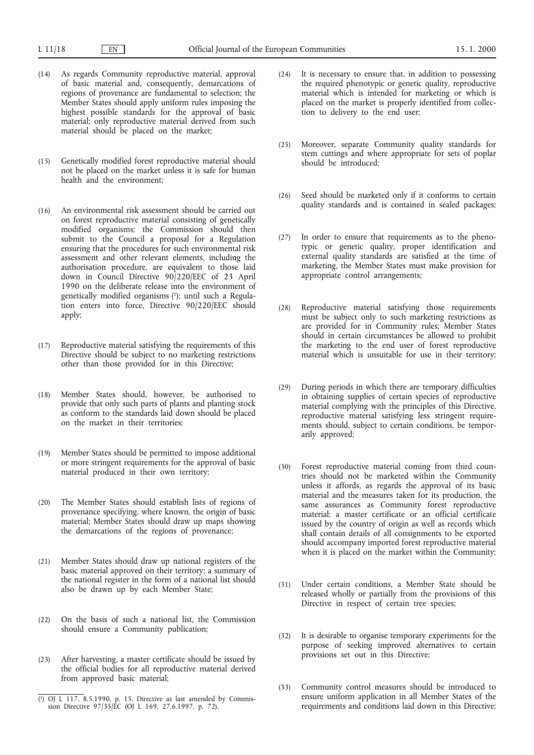(14) As regards Community reproductive material, approval of basic material and, consequently, demarcations of regions of provenance are fundamental to selection; the Member States should apply uniform rules imposing the highest possible standards for the approval of basic material; only reproductive material derived from such material should be placed on the market;

(15) Genetically modified forest reproductive material should not be placed on the market unless it is safe for human health and the environment;

(16) An environmental risk assessment should be carried out on forest reproductive material consisting of genetically modified organisms; the Commission should then submit to the Council a proposal for a Regulation ensuring that the procedures for such environmental risk assessment and other relevant elements, including the authorisation procedure, are equivalent to those laid down in Council Directive 90/220/EEC of 23 April 1990 on the deliberate release into the environment of genetically modified organisms ([1]); until such a Regulation enters into force, Directive 90/220/EEC should apply;

(17) Reproductive material satisfying the requirements of this Directive should be subject to no marketing restrictions other than those provided for in this Directive;

(18) Member States should, however, be authorised to provide that only such parts of plants and planting stock as conform to the standards laid down should be placed on the market in their territories;

(19) Member States should be permitted to impose additional or more stringent requirements for the approval of basic material produced in their own territory;

(20) The Member States should establish lists of regions of provenance specifying, where known, the origin of basic material; Member States should draw up maps showing the demarcations of the regions of provenance;

(21) Member States should draw up national registers of the basic material approved on their territory; a summary of the national register in the form of a national list should also be drawn up by each Member State;

(22) On the basis of such a national list, the Commission should ensure a Community publication;

(23) After harvesting, a master certificate should be issued by the official bodies for all reproductive material derived from approved basic material;

(24) It is necessary to ensure that, in addition to possessing the required phenotypic or genetic quality, reproductive material which is intended for marketing or which is placed on the market is properly identified from collection to delivery to the end user;

(25) Moreover, separate Community quality standards for stem cuttings and where appropriate for sets of poplar should be introduced;

(26) Seed should be marketed only if it conforms to certain quality standards and is contained in sealed packages;

(27) In order to ensure that requirements as to the phenotypic or genetic quality, proper identification and external quality standards are satisfied at the time of marketing, the Member States must make provision for appropriate control arrangements;

(28) Reproductive material satisfying those requirements must be subject only to such marketing restrictions as are provided for in Community rules; Member States should in certain circumstances be allowed to prohibit the marketing to the end user of forest reproductive material which is unsuitable for use in their territory;

(29) During periods in which there are temporary difficulties in obtaining supplies of certain species of reproductive material complying with the principles of this Directive, reproductive material satisfying less stringent requirements should, subject to certain conditions, be temporarily approved;

(30) Forest reproductive material coming from third countries should not be marketed within the Community unless it affords, as regards the approval of its basic material and the measures taken for its production, the same assurances as Community forest reproductive material; a master certificate or an official certificate issued by the country of origin as well as records which shall contain details of all consignments to be exported should accompany imported forest reproductive material when it is placed on the market within the Community;

(31) Under certain conditions, a Member State should be released wholly or partially from the provisions of this Directive in respect of certain tree species;

(32) It is desirable to organise temporary experiments for the purpose of seeking improved alternatives to certain provisions set out in this Directive;

(33) Community control measures should be introduced to ensure uniform application in all Member States of the requirements and conditions laid down in this Directive;

([1]) OJ L 117, 8.5.1990, p. 15. Directive as last amended by Commission Directive 97/35/EC (OJ L 169, 27.6.1997, p. 72).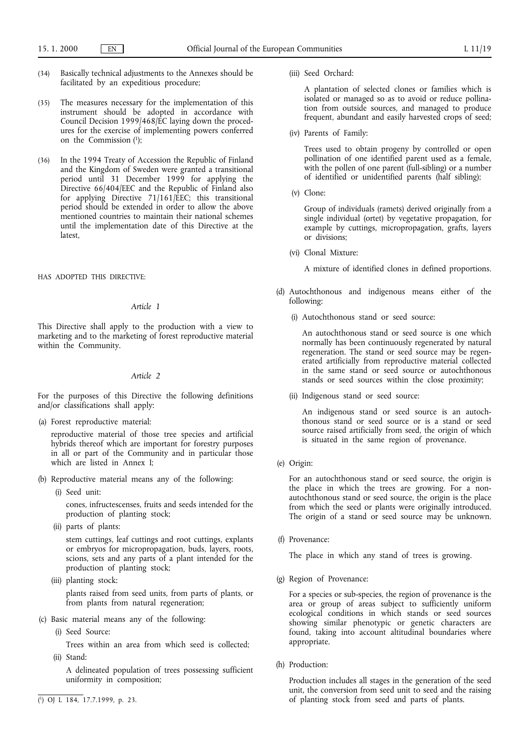(34) Basically technical adjustments to the Annexes should be facilitated by an expeditious procedure;

(35) The measures necessary for the implementation of this instrument should be adopted in accordance with Council Decision 1999/468/EC laying down the procedures for the exercise of implementing powers conferred on the Commission [1];

(36) In the 1994 Treaty of Accession the Republic of Finland and the Kingdom of Sweden were granted a transitional period until 31 December 1999 for applying the Directive 66/404/EEC and the Republic of Finland also for applying Directive 71/161/EEC; this transitional period should be extended in order to allow the above mentioned countries to maintain their national schemes until the implementation date of this Directive at the latest,

HAS ADOPTED THIS DIRECTIVE:

*Article 1*

This Directive shall apply to the production with a view to marketing and to the marketing of forest reproductive material within the Community.

*Article 2*

For the purposes of this Directive the following definitions and/or classifications shall apply:

(a) Forest reproductive material:

reproductive material of those tree species and artificial hybrids thereof which are important for forestry purposes in all or part of the Community and in particular those which are listed in Annex I;

(b) Reproductive material means any of the following:

(i) Seed unit:

cones, infructescenses, fruits and seeds intended for the production of planting stock;

(ii) parts of plants:

stem cuttings, leaf cuttings and root cuttings, explants or embryos for micropropagation, buds, layers, roots, scions, sets and any parts of a plant intended for the production of planting stock;

(iii) planting stock:

plants raised from seed units, from parts of plants, or from plants from natural regeneration;

(c) Basic material means any of the following:

(i) Seed Source:

Trees within an area from which seed is collected;

(ii) Stand:

A delineated population of trees possessing sufficient uniformity in composition;

(iii) Seed Orchard:

A plantation of selected clones or families which is isolated or managed so as to avoid or reduce pollination from outside sources, and managed to produce frequent, abundant and easily harvested crops of seed;

(iv) Parents of Family:

Trees used to obtain progeny by controlled or open pollination of one identified parent used as a female, with the pollen of one parent (full-sibling) or a number of identified or unidentified parents (half sibling);

(v) Clone:

Group of individuals (ramets) derived originally from a single individual (ortet) by vegetative propagation, for example by cuttings, micropropagation, grafts, layers or divisions;

(vi) Clonal Mixture:

A mixture of identified clones in defined proportions.

(d) Autochthonous and indigenous means either of the following:

(i) Autochthonous stand or seed source:

An autochthonous stand or seed source is one which normally has been continuously regenerated by natural regeneration. The stand or seed source may be regenerated artificially from reproductive material collected in the same stand or seed source or autochthonous stands or seed sources within the close proximity;

(ii) Indigenous stand or seed source:

An indigenous stand or seed source is an autochthonous stand or seed source or is a stand or seed source raised artificially from seed, the origin of which is situated in the same region of provenance.

(e) Origin:

For an autochthonous stand or seed source, the origin is the place in which the trees are growing. For a non-autochthonous stand or seed source, the origin is the place from which the seed or plants were originally introduced. The origin of a stand or seed source may be unknown.

(f) Provenance:

The place in which any stand of trees is growing.

(g) Region of Provenance:

For a species or sub-species, the region of provenance is the area or group of areas subject to sufficiently uniform ecological conditions in which stands or seed sources showing similar phenotypic or genetic characters are found, taking into account altitudinal boundaries where appropriate.

(h) Production:

Production includes all stages in the generation of the seed unit, the conversion from seed unit to seed and the raising of planting stock from seed and parts of plants.

[1] OJ L 184, 17.7.1999, p. 23.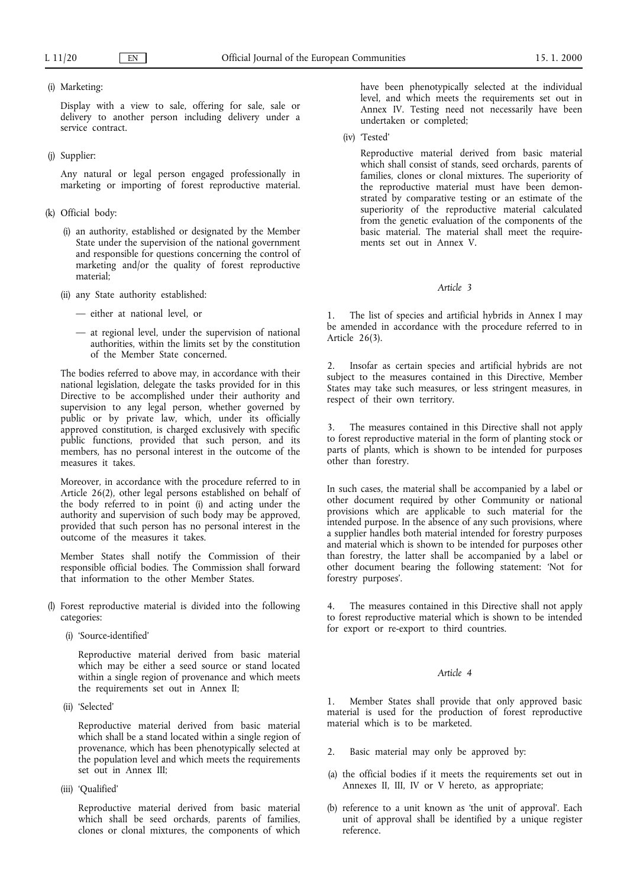(i) Marketing:

Display with a view to sale, offering for sale, sale or delivery to another person including delivery under a service contract.

(j) Supplier:

Any natural or legal person engaged professionally in marketing or importing of forest reproductive material.

(k) Official body:

(i) an authority, established or designated by the Member State under the supervision of the national government and responsible for questions concerning the control of marketing and/or the quality of forest reproductive material;

(ii) any State authority established:

— either at national level, or

— at regional level, under the supervision of national authorities, within the limits set by the constitution of the Member State concerned.

The bodies referred to above may, in accordance with their national legislation, delegate the tasks provided for in this Directive to be accomplished under their authority and supervision to any legal person, whether governed by public or by private law, which, under its officially approved constitution, is charged exclusively with specific public functions, provided that such person, and its members, has no personal interest in the outcome of the measures it takes.

Moreover, in accordance with the procedure referred to in Article 26(2), other legal persons established on behalf of the body referred to in point (i) and acting under the authority and supervision of such body may be approved, provided that such person has no personal interest in the outcome of the measures it takes.

Member States shall notify the Commission of their responsible official bodies. The Commission shall forward that information to the other Member States.

(l) Forest reproductive material is divided into the following categories:

(i) 'Source-identified'

Reproductive material derived from basic material which may be either a seed source or stand located within a single region of provenance and which meets the requirements set out in Annex II;

(ii) 'Selected'

Reproductive material derived from basic material which shall be a stand located within a single region of provenance, which has been phenotypically selected at the population level and which meets the requirements set out in Annex III;

(iii) 'Qualified'

Reproductive material derived from basic material which shall be seed orchards, parents of families, clones or clonal mixtures, the components of which have been phenotypically selected at the individual level, and which meets the requirements set out in Annex IV. Testing need not necessarily have been undertaken or completed;

(iv) 'Tested'

Reproductive material derived from basic material which shall consist of stands, seed orchards, parents of families, clones or clonal mixtures. The superiority of the reproductive material must have been demonstrated by comparative testing or an estimate of the superiority of the reproductive material calculated from the genetic evaluation of the components of the basic material. The material shall meet the requirements set out in Annex V.

*Article 3*

1. The list of species and artificial hybrids in Annex I may be amended in accordance with the procedure referred to in Article 26(3).

2. Insofar as certain species and artificial hybrids are not subject to the measures contained in this Directive, Member States may take such measures, or less stringent measures, in respect of their own territory.

3. The measures contained in this Directive shall not apply to forest reproductive material in the form of planting stock or parts of plants, which is shown to be intended for purposes other than forestry.

In such cases, the material shall be accompanied by a label or other document required by other Community or national provisions which are applicable to such material for the intended purpose. In the absence of any such provisions, where a supplier handles both material intended for forestry purposes and material which is shown to be intended for purposes other than forestry, the latter shall be accompanied by a label or other document bearing the following statement: 'Not for forestry purposes'.

4. The measures contained in this Directive shall not apply to forest reproductive material which is shown to be intended for export or re-export to third countries.

*Article 4*

1. Member States shall provide that only approved basic material is used for the production of forest reproductive material which is to be marketed.

2. Basic material may only be approved by:

(a) the official bodies if it meets the requirements set out in Annexes II, III, IV or V hereto, as appropriate;

(b) reference to a unit known as 'the unit of approval'. Each unit of approval shall be identified by a unique register reference.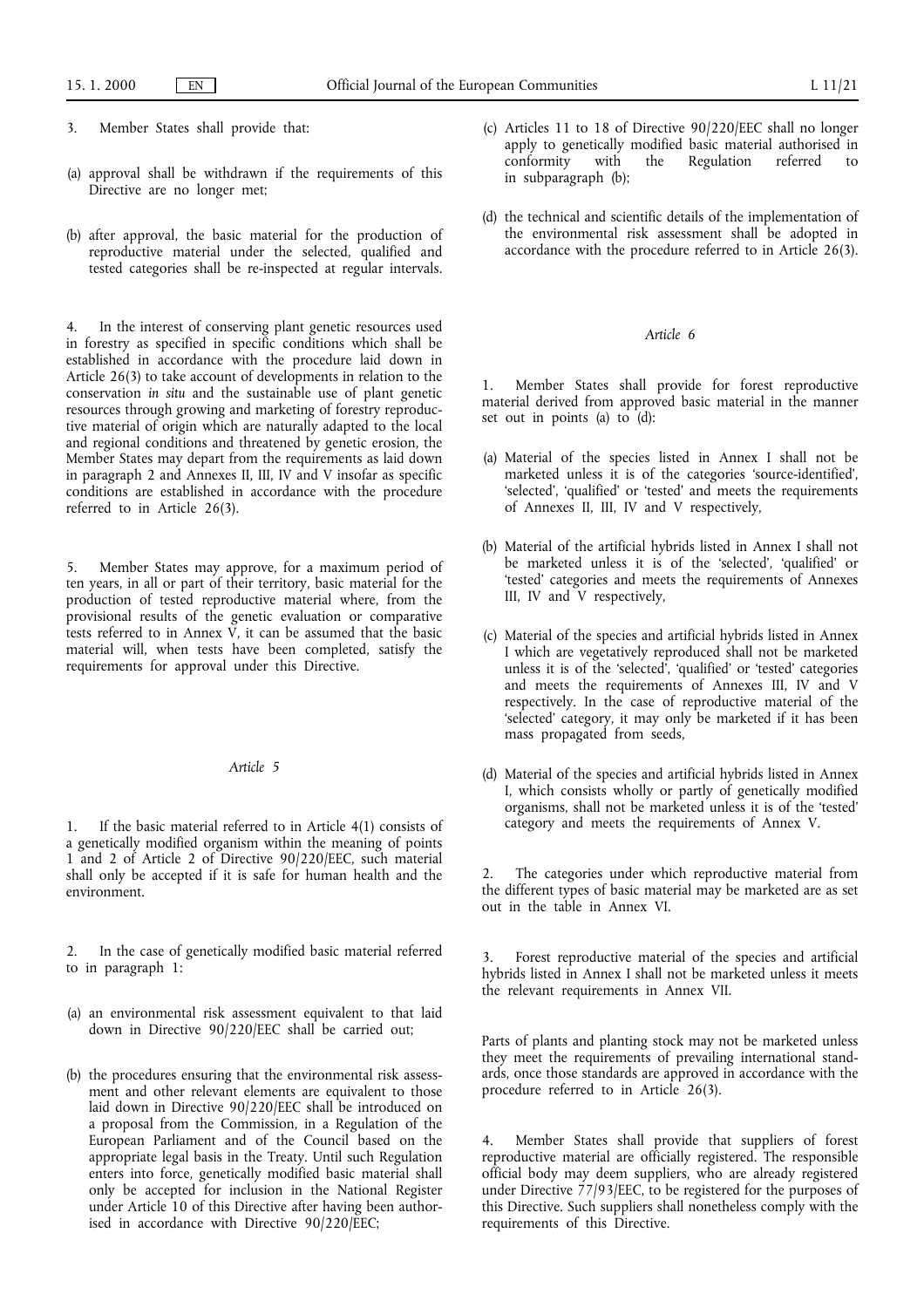3. Member States shall provide that:

(a) approval shall be withdrawn if the requirements of this Directive are no longer met;

(b) after approval, the basic material for the production of reproductive material under the selected, qualified and tested categories shall be re-inspected at regular intervals.

4. In the interest of conserving plant genetic resources used in forestry as specified in specific conditions which shall be established in accordance with the procedure laid down in Article 26(3) to take account of developments in relation to the conservation *in situ* and the sustainable use of plant genetic resources through growing and marketing of forestry reproductive material of origin which are naturally adapted to the local and regional conditions and threatened by genetic erosion, the Member States may depart from the requirements as laid down in paragraph 2 and Annexes II, III, IV and V insofar as specific conditions are established in accordance with the procedure referred to in Article 26(3).

5. Member States may approve, for a maximum period of ten years, in all or part of their territory, basic material for the production of tested reproductive material where, from the provisional results of the genetic evaluation or comparative tests referred to in Annex V, it can be assumed that the basic material will, when tests have been completed, satisfy the requirements for approval under this Directive.

*Article 5*

1. If the basic material referred to in Article 4(1) consists of a genetically modified organism within the meaning of points 1 and 2 of Article 2 of Directive 90/220/EEC, such material shall only be accepted if it is safe for human health and the environment.

2. In the case of genetically modified basic material referred to in paragraph 1:

(a) an environmental risk assessment equivalent to that laid down in Directive 90/220/EEC shall be carried out;

(b) the procedures ensuring that the environmental risk assessment and other relevant elements are equivalent to those laid down in Directive 90/220/EEC shall be introduced on a proposal from the Commission, in a Regulation of the European Parliament and of the Council based on the appropriate legal basis in the Treaty. Until such Regulation enters into force, genetically modified basic material shall only be accepted for inclusion in the National Register under Article 10 of this Directive after having been authorised in accordance with Directive 90/220/EEC;

(c) Articles 11 to 18 of Directive 90/220/EEC shall no longer apply to genetically modified basic material authorised in conformity with the Regulation referred to in subparagraph (b);

(d) the technical and scientific details of the implementation of the environmental risk assessment shall be adopted in accordance with the procedure referred to in Article 26(3).

*Article 6*

1. Member States shall provide for forest reproductive material derived from approved basic material in the manner set out in points (a) to (d):

(a) Material of the species listed in Annex I shall not be marketed unless it is of the categories 'source-identified', 'selected', 'qualified' or 'tested' and meets the requirements of Annexes II, III, IV and V respectively,

(b) Material of the artificial hybrids listed in Annex I shall not be marketed unless it is of the 'selected', 'qualified' or 'tested' categories and meets the requirements of Annexes III, IV and V respectively,

(c) Material of the species and artificial hybrids listed in Annex I which are vegetatively reproduced shall not be marketed unless it is of the 'selected', 'qualified' or 'tested' categories and meets the requirements of Annexes III, IV and V respectively. In the case of reproductive material of the 'selected' category, it may only be marketed if it has been mass propagated from seeds,

(d) Material of the species and artificial hybrids listed in Annex I, which consists wholly or partly of genetically modified organisms, shall not be marketed unless it is of the 'tested' category and meets the requirements of Annex V.

2. The categories under which reproductive material from the different types of basic material may be marketed are as set out in the table in Annex VI.

3. Forest reproductive material of the species and artificial hybrids listed in Annex I shall not be marketed unless it meets the relevant requirements in Annex VII.

Parts of plants and planting stock may not be marketed unless they meet the requirements of prevailing international standards, once those standards are approved in accordance with the procedure referred to in Article 26(3).

4. Member States shall provide that suppliers of forest reproductive material are officially registered. The responsible official body may deem suppliers, who are already registered under Directive 77/93/EEC, to be registered for the purposes of this Directive. Such suppliers shall nonetheless comply with the requirements of this Directive.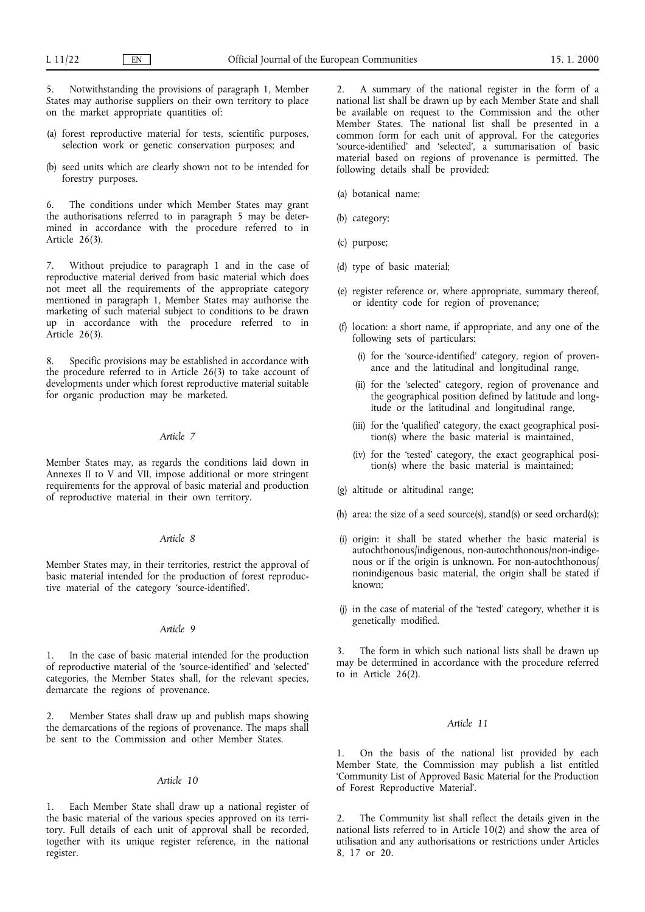5. Notwithstanding the provisions of paragraph 1, Member States may authorise suppliers on their own territory to place on the market appropriate quantities of:

(a) forest reproductive material for tests, scientific purposes, selection work or genetic conservation purposes; and

(b) seed units which are clearly shown not to be intended for forestry purposes.

6. The conditions under which Member States may grant the authorisations referred to in paragraph 5 may be determined in accordance with the procedure referred to in Article 26(3).

7. Without prejudice to paragraph 1 and in the case of reproductive material derived from basic material which does not meet all the requirements of the appropriate category mentioned in paragraph 1, Member States may authorise the marketing of such material subject to conditions to be drawn up in accordance with the procedure referred to in Article 26(3).

8. Specific provisions may be established in accordance with the procedure referred to in Article 26(3) to take account of developments under which forest reproductive material suitable for organic production may be marketed.

*Article 7*

Member States may, as regards the conditions laid down in Annexes II to V and VII, impose additional or more stringent requirements for the approval of basic material and production of reproductive material in their own territory.

*Article 8*

Member States may, in their territories, restrict the approval of basic material intended for the production of forest reproductive material of the category 'source-identified'.

*Article 9*

1. In the case of basic material intended for the production of reproductive material of the 'source-identified' and 'selected' categories, the Member States shall, for the relevant species, demarcate the regions of provenance.

2. Member States shall draw up and publish maps showing the demarcations of the regions of provenance. The maps shall be sent to the Commission and other Member States.

*Article 10*

1. Each Member State shall draw up a national register of the basic material of the various species approved on its territory. Full details of each unit of approval shall be recorded, together with its unique register reference, in the national register.

2. A summary of the national register in the form of a national list shall be drawn up by each Member State and shall be available on request to the Commission and the other Member States. The national list shall be presented in a common form for each unit of approval. For the categories 'source-identified' and 'selected', a summarisation of basic material based on regions of provenance is permitted. The following details shall be provided:

(a) botanical name;

(b) category;

(c) purpose;

(d) type of basic material;

(e) register reference or, where appropriate, summary thereof, or identity code for region of provenance;

(f) location: a short name, if appropriate, and any one of the following sets of particulars:

  (i) for the 'source-identified' category, region of provenance and the latitudinal and longitudinal range,

  (ii) for the 'selected' category, region of provenance and the geographical position defined by latitude and longitude or the latitudinal and longitudinal range,

  (iii) for the 'qualified' category, the exact geographical position(s) where the basic material is maintained,

  (iv) for the 'tested' category, the exact geographical position(s) where the basic material is maintained;

(g) altitude or altitudinal range;

(h) area: the size of a seed source(s), stand(s) or seed orchard(s);

(i) origin: it shall be stated whether the basic material is autochthonous/indigenous, non-autochthonous/non-indigenous or if the origin is unknown. For non-autochthonous/nonindigenous basic material, the origin shall be stated if known;

(j) in the case of material of the 'tested' category, whether it is genetically modified.

3. The form in which such national lists shall be drawn up may be determined in accordance with the procedure referred to in Article 26(2).

*Article 11*

1. On the basis of the national list provided by each Member State, the Commission may publish a list entitled 'Community List of Approved Basic Material for the Production of Forest Reproductive Material'.

2. The Community list shall reflect the details given in the national lists referred to in Article 10(2) and show the area of utilisation and any authorisations or restrictions under Articles 8, 17 or 20.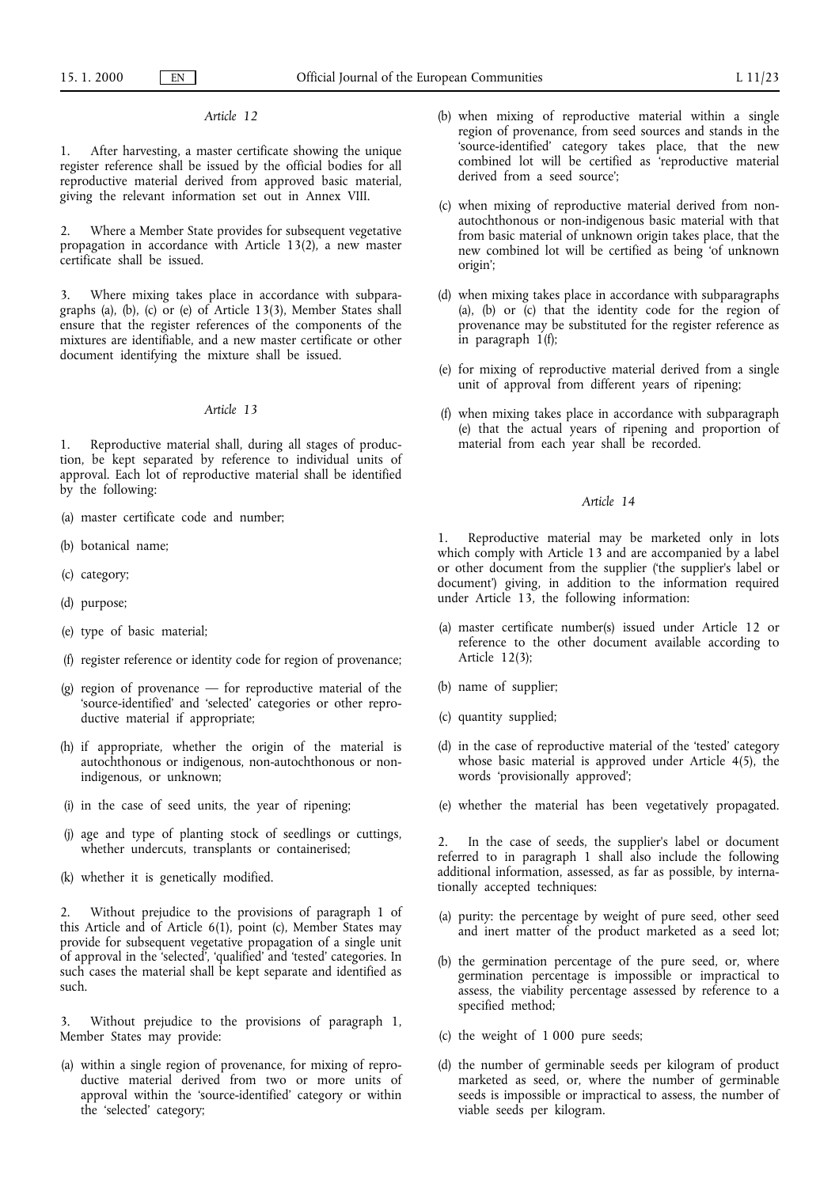*Article 12*

1. After harvesting, a master certificate showing the unique register reference shall be issued by the official bodies for all reproductive material derived from approved basic material, giving the relevant information set out in Annex VIII.

2. Where a Member State provides for subsequent vegetative propagation in accordance with Article 13(2), a new master certificate shall be issued.

3. Where mixing takes place in accordance with subparagraphs (a), (b), (c) or (e) of Article 13(3), Member States shall ensure that the register references of the components of the mixtures are identifiable, and a new master certificate or other document identifying the mixture shall be issued.

*Article 13*

1. Reproductive material shall, during all stages of production, be kept separated by reference to individual units of approval. Each lot of reproductive material shall be identified by the following:

(a) master certificate code and number;

(b) botanical name;

(c) category;

(d) purpose;

(e) type of basic material;

(f) register reference or identity code for region of provenance;

(g) region of provenance — for reproductive material of the 'source-identified' and 'selected' categories or other reproductive material if appropriate;

(h) if appropriate, whether the origin of the material is autochthonous or indigenous, non-autochthonous or non-indigenous, or unknown;

(i) in the case of seed units, the year of ripening;

(j) age and type of planting stock of seedlings or cuttings, whether undercuts, transplants or containerised;

(k) whether it is genetically modified.

2. Without prejudice to the provisions of paragraph 1 of this Article and of Article 6(1), point (c), Member States may provide for subsequent vegetative propagation of a single unit of approval in the 'selected', 'qualified' and 'tested' categories. In such cases the material shall be kept separate and identified as such.

3. Without prejudice to the provisions of paragraph 1, Member States may provide:

(a) within a single region of provenance, for mixing of reproductive material derived from two or more units of approval within the 'source-identified' category or within the 'selected' category;

(b) when mixing of reproductive material within a single region of provenance, from seed sources and stands in the 'source-identified' category takes place, that the new combined lot will be certified as 'reproductive material derived from a seed source';

(c) when mixing of reproductive material derived from non-autochthonous or non-indigenous basic material with that from basic material of unknown origin takes place, that the new combined lot will be certified as being 'of unknown origin';

(d) when mixing takes place in accordance with subparagraphs (a), (b) or (c) that the identity code for the region of provenance may be substituted for the register reference as in paragraph 1(f);

(e) for mixing of reproductive material derived from a single unit of approval from different years of ripening;

(f) when mixing takes place in accordance with subparagraph (e) that the actual years of ripening and proportion of material from each year shall be recorded.

*Article 14*

1. Reproductive material may be marketed only in lots which comply with Article 13 and are accompanied by a label or other document from the supplier ('the supplier's label or document') giving, in addition to the information required under Article 13, the following information:

(a) master certificate number(s) issued under Article 12 or reference to the other document available according to Article 12(3);

(b) name of supplier;

(c) quantity supplied;

(d) in the case of reproductive material of the 'tested' category whose basic material is approved under Article 4(5), the words 'provisionally approved';

(e) whether the material has been vegetatively propagated.

2. In the case of seeds, the supplier's label or document referred to in paragraph 1 shall also include the following additional information, assessed, as far as possible, by internationally accepted techniques:

(a) purity: the percentage by weight of pure seed, other seed and inert matter of the product marketed as a seed lot;

(b) the germination percentage of the pure seed, or, where germination percentage is impossible or impractical to assess, the viability percentage assessed by reference to a specified method;

(c) the weight of 1 000 pure seeds;

(d) the number of germinable seeds per kilogram of product marketed as seed, or, where the number of germinable seeds is impossible or impractical to assess, the number of viable seeds per kilogram.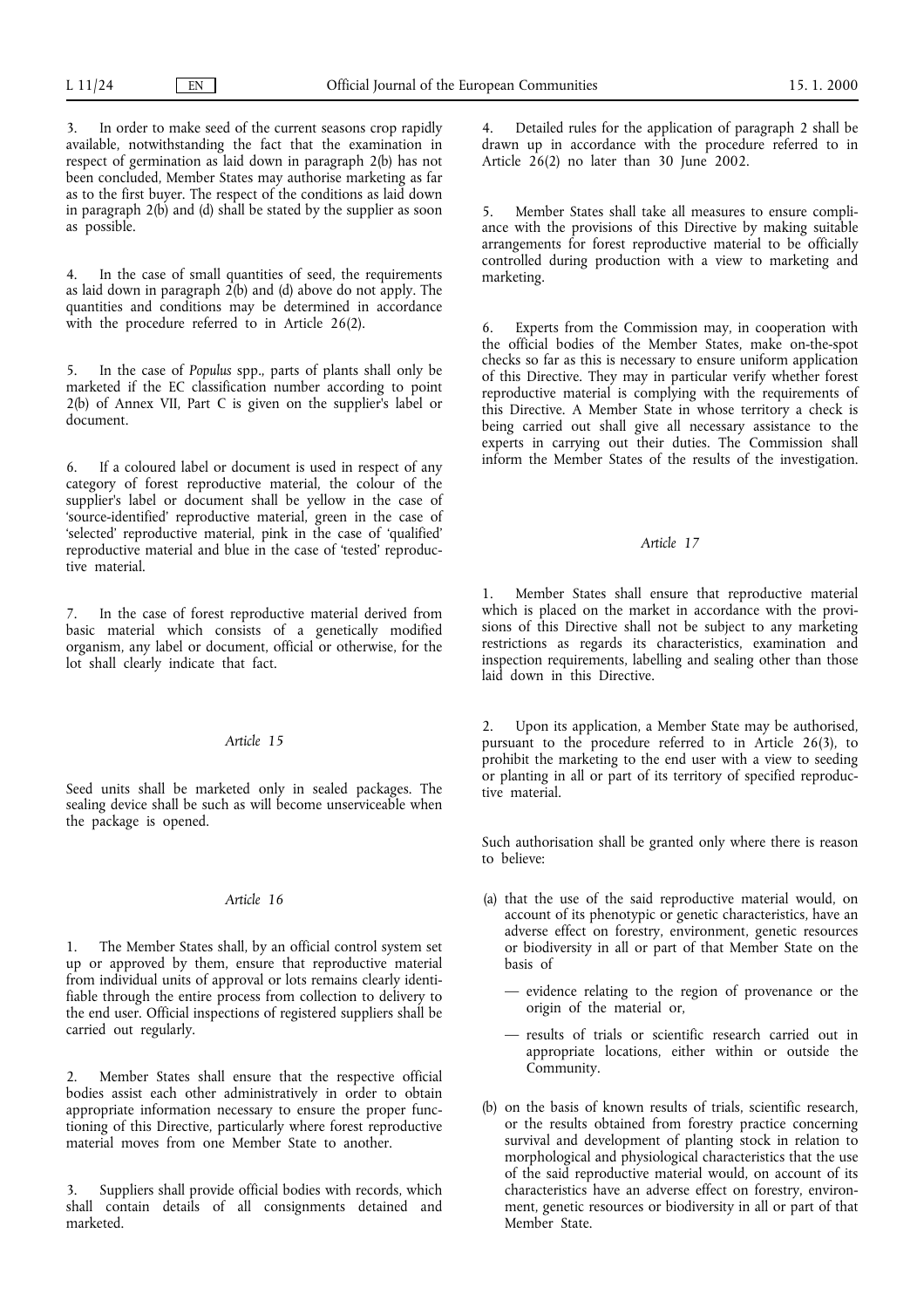3. In order to make seed of the current seasons crop rapidly available, notwithstanding the fact that the examination in respect of germination as laid down in paragraph 2(b) has not been concluded, Member States may authorise marketing as far as to the first buyer. The respect of the conditions as laid down in paragraph 2(b) and (d) shall be stated by the supplier as soon as possible.

4. In the case of small quantities of seed, the requirements as laid down in paragraph 2(b) and (d) above do not apply. The quantities and conditions may be determined in accordance with the procedure referred to in Article 26(2).

5. In the case of *Populus* spp., parts of plants shall only be marketed if the EC classification number according to point 2(b) of Annex VII, Part C is given on the supplier's label or document.

6. If a coloured label or document is used in respect of any category of forest reproductive material, the colour of the supplier's label or document shall be yellow in the case of 'source-identified' reproductive material, green in the case of 'selected' reproductive material, pink in the case of 'qualified' reproductive material and blue in the case of 'tested' reproductive material.

7. In the case of forest reproductive material derived from basic material which consists of a genetically modified organism, any label or document, official or otherwise, for the lot shall clearly indicate that fact.

*Article 15*

Seed units shall be marketed only in sealed packages. The sealing device shall be such as will become unserviceable when the package is opened.

*Article 16*

1. The Member States shall, by an official control system set up or approved by them, ensure that reproductive material from individual units of approval or lots remains clearly identifiable through the entire process from collection to delivery to the end user. Official inspections of registered suppliers shall be carried out regularly.

2. Member States shall ensure that the respective official bodies assist each other administratively in order to obtain appropriate information necessary to ensure the proper functioning of this Directive, particularly where forest reproductive material moves from one Member State to another.

3. Suppliers shall provide official bodies with records, which shall contain details of all consignments detained and marketed.

4. Detailed rules for the application of paragraph 2 shall be drawn up in accordance with the procedure referred to in Article 26(2) no later than 30 June 2002.

5. Member States shall take all measures to ensure compliance with the provisions of this Directive by making suitable arrangements for forest reproductive material to be officially controlled during production with a view to marketing and marketing.

6. Experts from the Commission may, in cooperation with the official bodies of the Member States, make on-the-spot checks so far as this is necessary to ensure uniform application of this Directive. They may in particular verify whether forest reproductive material is complying with the requirements of this Directive. A Member State in whose territory a check is being carried out shall give all necessary assistance to the experts in carrying out their duties. The Commission shall inform the Member States of the results of the investigation.

*Article 17*

1. Member States shall ensure that reproductive material which is placed on the market in accordance with the provisions of this Directive shall not be subject to any marketing restrictions as regards its characteristics, examination and inspection requirements, labelling and sealing other than those laid down in this Directive.

2. Upon its application, a Member State may be authorised, pursuant to the procedure referred to in Article 26(3), to prohibit the marketing to the end user with a view to seeding or planting in all or part of its territory of specified reproductive material.

Such authorisation shall be granted only where there is reason to believe:

(a) that the use of the said reproductive material would, on account of its phenotypic or genetic characteristics, have an adverse effect on forestry, environment, genetic resources or biodiversity in all or part of that Member State on the basis of

- evidence relating to the region of provenance or the origin of the material or,
- results of trials or scientific research carried out in appropriate locations, either within or outside the Community.

(b) on the basis of known results of trials, scientific research, or the results obtained from forestry practice concerning survival and development of planting stock in relation to morphological and physiological characteristics that the use of the said reproductive material would, on account of its characteristics have an adverse effect on forestry, environment, genetic resources or biodiversity in all or part of that Member State.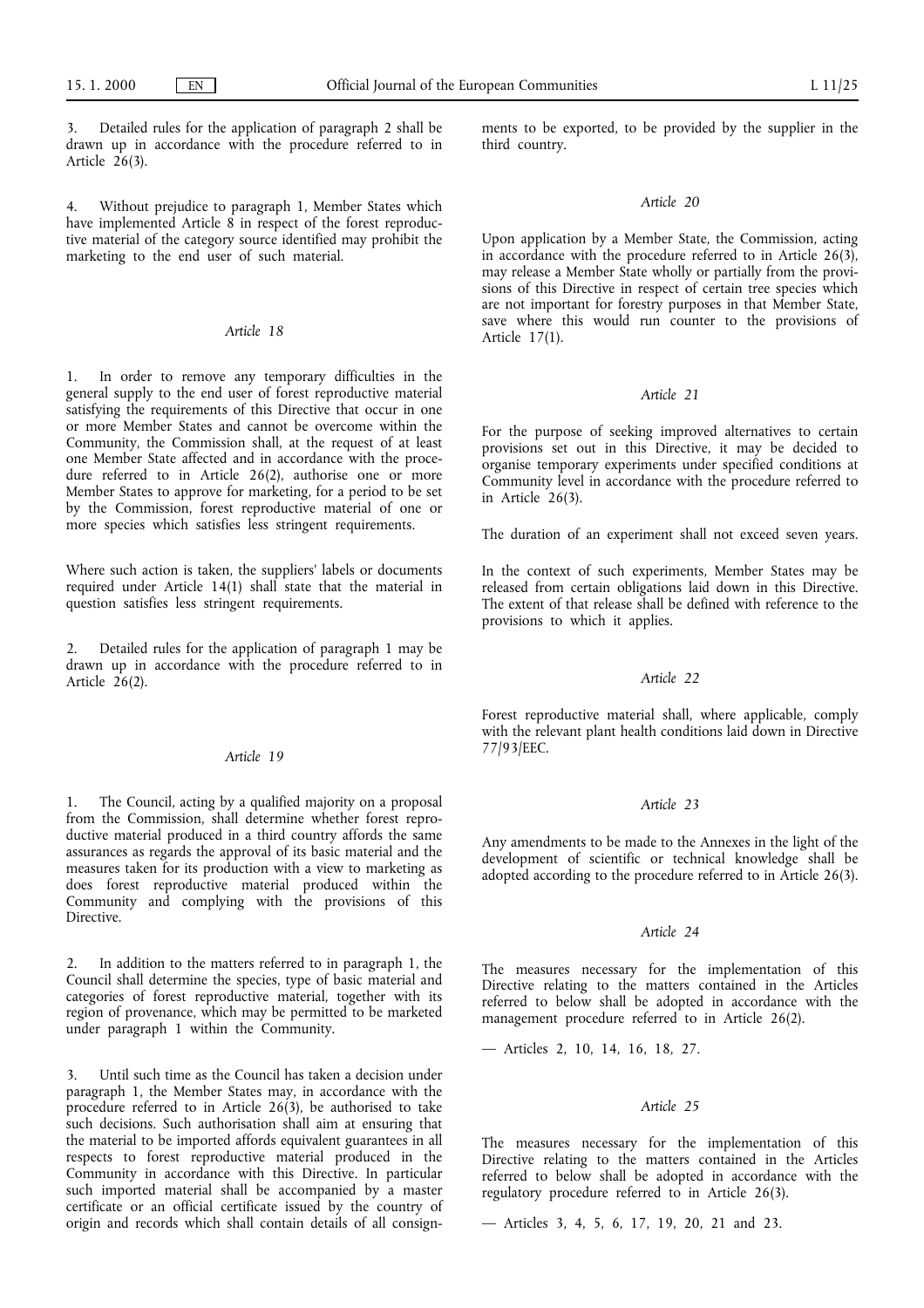3. Detailed rules for the application of paragraph 2 shall be drawn up in accordance with the procedure referred to in Article 26(3).

4. Without prejudice to paragraph 1, Member States which have implemented Article 8 in respect of the forest reproductive material of the category source identified may prohibit the marketing to the end user of such material.

*Article 18*

1. In order to remove any temporary difficulties in the general supply to the end user of forest reproductive material satisfying the requirements of this Directive that occur in one or more Member States and cannot be overcome within the Community, the Commission shall, at the request of at least one Member State affected and in accordance with the procedure referred to in Article 26(2), authorise one or more Member States to approve for marketing, for a period to be set by the Commission, forest reproductive material of one or more species which satisfies less stringent requirements.

Where such action is taken, the suppliers' labels or documents required under Article 14(1) shall state that the material in question satisfies less stringent requirements.

2. Detailed rules for the application of paragraph 1 may be drawn up in accordance with the procedure referred to in Article 26(2).

*Article 19*

1. The Council, acting by a qualified majority on a proposal from the Commission, shall determine whether forest reproductive material produced in a third country affords the same assurances as regards the approval of its basic material and the measures taken for its production with a view to marketing as does forest reproductive material produced within the Community and complying with the provisions of this Directive.

2. In addition to the matters referred to in paragraph 1, the Council shall determine the species, type of basic material and categories of forest reproductive material, together with its region of provenance, which may be permitted to be marketed under paragraph 1 within the Community.

3. Until such time as the Council has taken a decision under paragraph 1, the Member States may, in accordance with the procedure referred to in Article 26(3), be authorised to take such decisions. Such authorisation shall aim at ensuring that the material to be imported affords equivalent guarantees in all respects to forest reproductive material produced in the Community in accordance with this Directive. In particular such imported material shall be accompanied by a master certificate or an official certificate issued by the country of origin and records which shall contain details of all consignments to be exported, to be provided by the supplier in the third country.

*Article 20*

Upon application by a Member State, the Commission, acting in accordance with the procedure referred to in Article 26(3), may release a Member State wholly or partially from the provisions of this Directive in respect of certain tree species which are not important for forestry purposes in that Member State, save where this would run counter to the provisions of Article 17(1).

*Article 21*

For the purpose of seeking improved alternatives to certain provisions set out in this Directive, it may be decided to organise temporary experiments under specified conditions at Community level in accordance with the procedure referred to in Article 26(3).

The duration of an experiment shall not exceed seven years.

In the context of such experiments, Member States may be released from certain obligations laid down in this Directive. The extent of that release shall be defined with reference to the provisions to which it applies.

*Article 22*

Forest reproductive material shall, where applicable, comply with the relevant plant health conditions laid down in Directive 77/93/EEC.

*Article 23*

Any amendments to be made to the Annexes in the light of the development of scientific or technical knowledge shall be adopted according to the procedure referred to in Article 26(3).

*Article 24*

The measures necessary for the implementation of this Directive relating to the matters contained in the Articles referred to below shall be adopted in accordance with the management procedure referred to in Article 26(2).

— Articles 2, 10, 14, 16, 18, 27.

*Article 25*

The measures necessary for the implementation of this Directive relating to the matters contained in the Articles referred to below shall be adopted in accordance with the regulatory procedure referred to in Article 26(3).

— Articles 3, 4, 5, 6, 17, 19, 20, 21 and 23.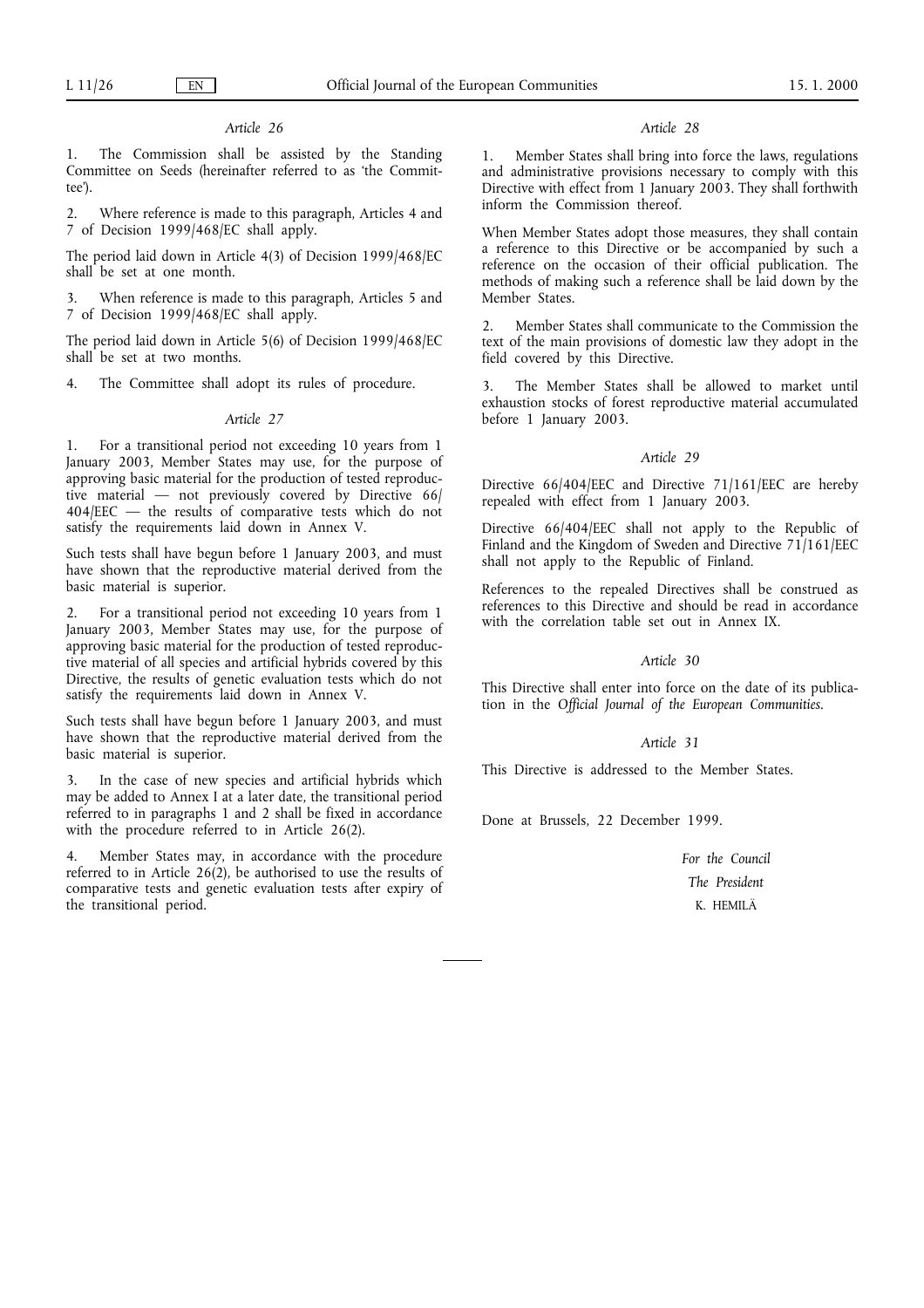*Article 26*

1. The Commission shall be assisted by the Standing Committee on Seeds (hereinafter referred to as 'the Committee').

2. Where reference is made to this paragraph, Articles 4 and 7 of Decision 1999/468/EC shall apply.

The period laid down in Article 4(3) of Decision 1999/468/EC shall be set at one month.

3. When reference is made to this paragraph, Articles 5 and 7 of Decision 1999/468/EC shall apply.

The period laid down in Article 5(6) of Decision 1999/468/EC shall be set at two months.

4. The Committee shall adopt its rules of procedure.

*Article 27*

1. For a transitional period not exceeding 10 years from 1 January 2003, Member States may use, for the purpose of approving basic material for the production of tested reproductive material — not previously covered by Directive 66/404/EEC — the results of comparative tests which do not satisfy the requirements laid down in Annex V.

Such tests shall have begun before 1 January 2003, and must have shown that the reproductive material derived from the basic material is superior.

2. For a transitional period not exceeding 10 years from 1 January 2003, Member States may use, for the purpose of approving basic material for the production of tested reproductive material of all species and artificial hybrids covered by this Directive, the results of genetic evaluation tests which do not satisfy the requirements laid down in Annex V.

Such tests shall have begun before 1 January 2003, and must have shown that the reproductive material derived from the basic material is superior.

3. In the case of new species and artificial hybrids which may be added to Annex I at a later date, the transitional period referred to in paragraphs 1 and 2 shall be fixed in accordance with the procedure referred to in Article 26(2).

4. Member States may, in accordance with the procedure referred to in Article 26(2), be authorised to use the results of comparative tests and genetic evaluation tests after expiry of the transitional period.

*Article 28*

1. Member States shall bring into force the laws, regulations and administrative provisions necessary to comply with this Directive with effect from 1 January 2003. They shall forthwith inform the Commission thereof.

When Member States adopt those measures, they shall contain a reference to this Directive or be accompanied by such a reference on the occasion of their official publication. The methods of making such a reference shall be laid down by the Member States.

2. Member States shall communicate to the Commission the text of the main provisions of domestic law they adopt in the field covered by this Directive.

3. The Member States shall be allowed to market until exhaustion stocks of forest reproductive material accumulated before 1 January 2003.

*Article 29*

Directive 66/404/EEC and Directive 71/161/EEC are hereby repealed with effect from 1 January 2003.

Directive 66/404/EEC shall not apply to the Republic of Finland and the Kingdom of Sweden and Directive 71/161/EEC shall not apply to the Republic of Finland.

References to the repealed Directives shall be construed as references to this Directive and should be read in accordance with the correlation table set out in Annex IX.

*Article 30*

This Directive shall enter into force on the date of its publication in the *Official Journal of the European Communities*.

*Article 31*

This Directive is addressed to the Member States.

Done at Brussels, 22 December 1999.

*For the Council*

*The President*

K. HEMILÄ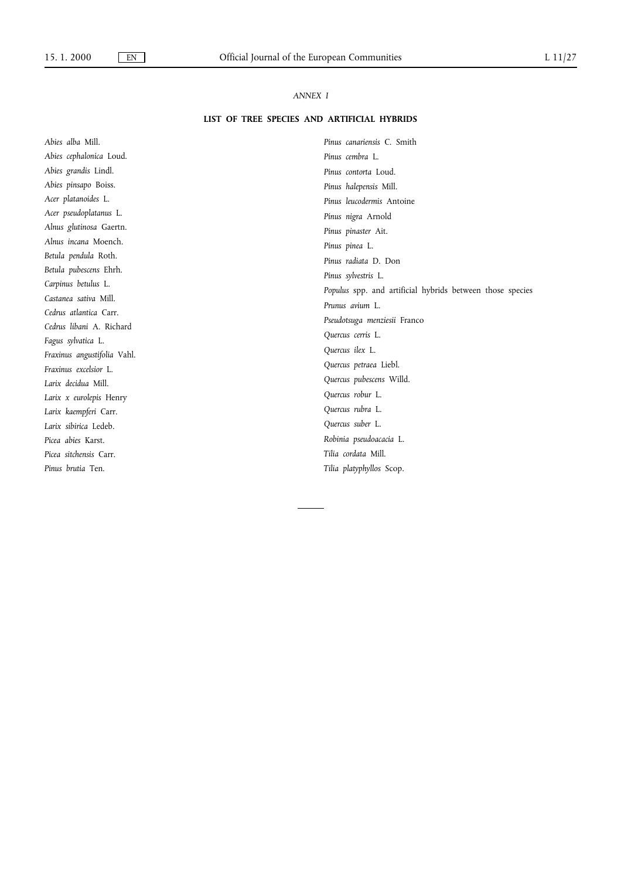*ANNEX I*

## LIST OF TREE SPECIES AND ARTIFICIAL HYBRIDS

*Abies alba* Mill.

*Abies cephalonica* Loud.

*Abies grandis* Lindl.

*Abies pinsapo* Boiss.

*Acer platanoides* L.

*Acer pseudoplatanus* L.

*Alnus glutinosa* Gaertn.

*Alnus incana* Moench.

*Betula pendula* Roth.

*Betula pubescens* Ehrh.

*Carpinus betulus* L.

*Castanea sativa* Mill.

*Cedrus atlantica* Carr.

*Cedrus libani* A. Richard

*Fagus sylvatica* L.

*Fraxinus angustifolia* Vahl.

*Fraxinus excelsior* L.

*Larix decidua* Mill.

*Larix x eurolepis* Henry

*Larix kaempferi* Carr.

*Larix sibirica* Ledeb.

*Picea abies* Karst.

*Picea sitchensis* Carr.

*Pinus brutia* Ten.

*Pinus canariensis* C. Smith

*Pinus cembra* L.

*Pinus contorta* Loud.

*Pinus halepensis* Mill.

*Pinus leucodermis* Antoine

*Pinus nigra* Arnold

*Pinus pinaster* Ait.

*Pinus pinea* L.

*Pinus radiata* D. Don

*Pinus sylvestris* L.

*Populus* spp. and artificial hybrids between those species

*Prunus avium* L.

*Pseudotsuga menziesii* Franco

*Quercus cerris* L.

*Quercus ilex* L.

*Quercus petraea* Liebl.

*Quercus pubescens* Willd.

*Quercus robur* L.

*Quercus rubra* L.

*Quercus suber* L.

*Robinia pseudoacacia* L.

*Tilia cordata* Mill.

*Tilia platyphyllos* Scop.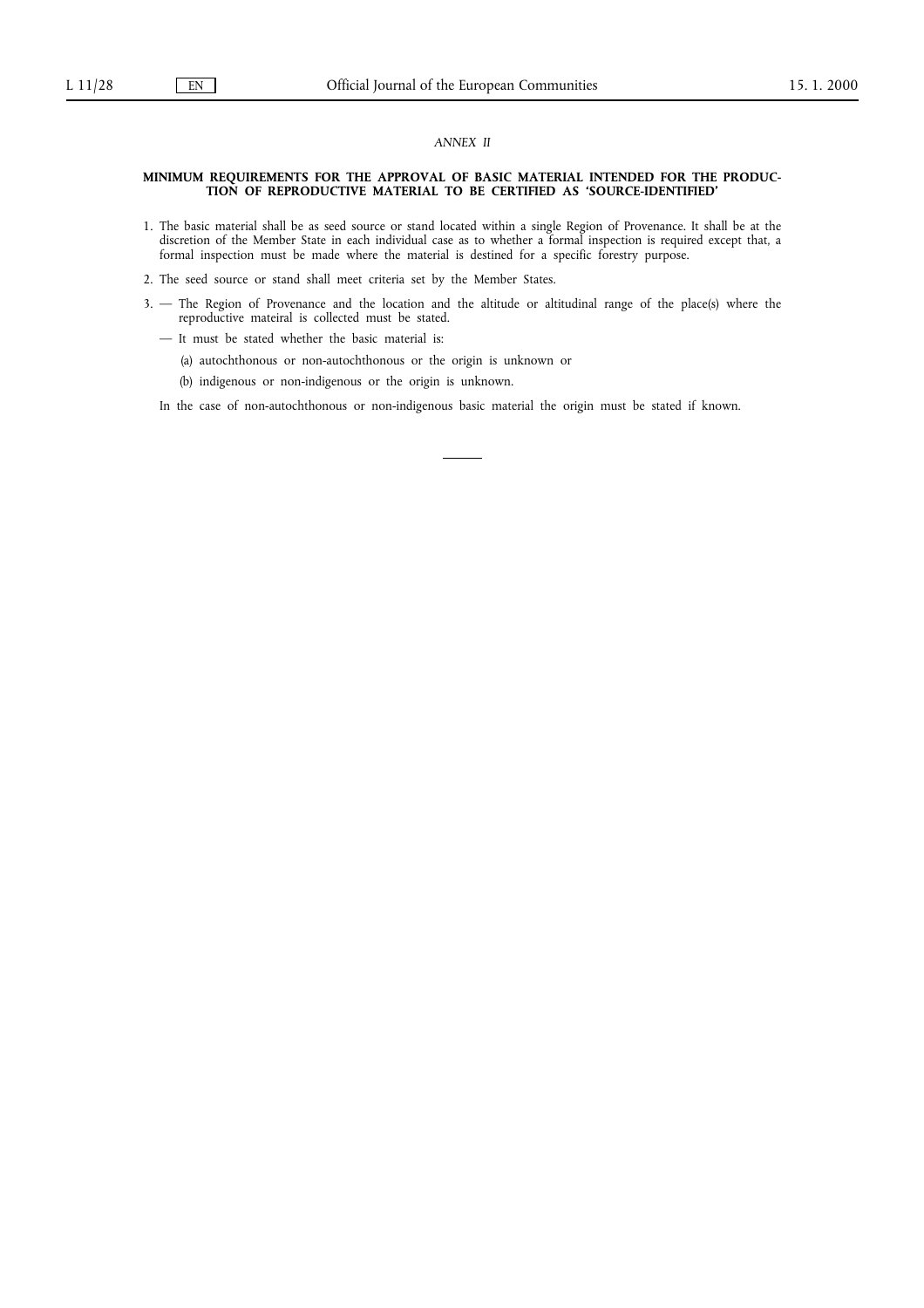*ANNEX II*

**MINIMUM REQUIREMENTS FOR THE APPROVAL OF BASIC MATERIAL INTENDED FOR THE PRODUCTION OF REPRODUCTIVE MATERIAL TO BE CERTIFIED AS 'SOURCE-IDENTIFIED'**

1. The basic material shall be as seed source or stand located within a single Region of Provenance. It shall be at the discretion of the Member State in each individual case as to whether a formal inspection is required except that, a formal inspection must be made where the material is destined for a specific forestry purpose.

2. The seed source or stand shall meet criteria set by the Member States.

3. — The Region of Provenance and the location and the altitude or altitudinal range of the place(s) where the reproductive mateiral is collected must be stated.

   — It must be stated whether the basic material is:

   (a) autochthonous or non-autochthonous or the origin is unknown or

   (b) indigenous or non-indigenous or the origin is unknown.

   In the case of non-autochthonous or non-indigenous basic material the origin must be stated if known.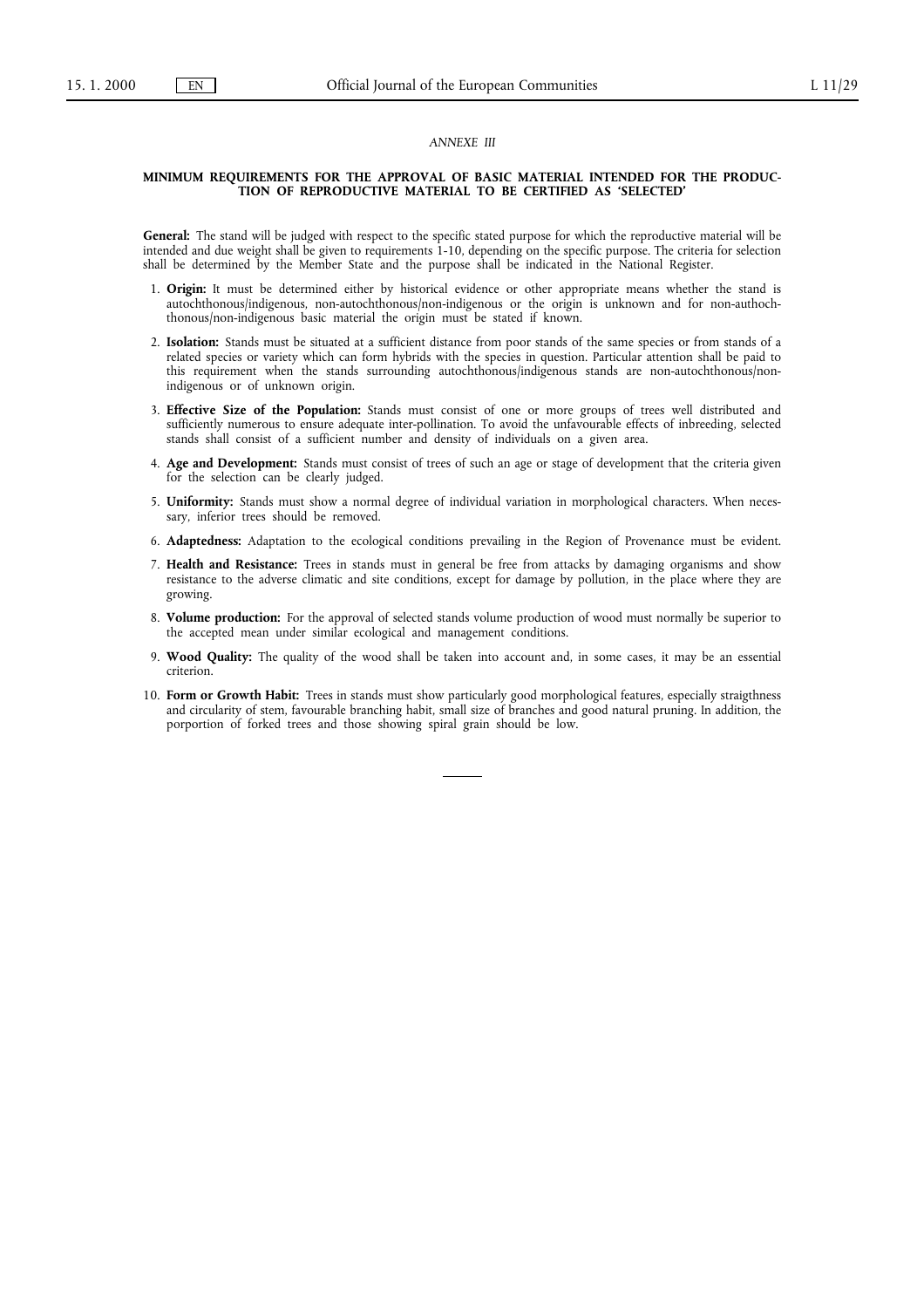*ANNEXE III*

## MINIMUM REQUIREMENTS FOR THE APPROVAL OF BASIC MATERIAL INTENDED FOR THE PRODUCTION OF REPRODUCTIVE MATERIAL TO BE CERTIFIED AS 'SELECTED'

**General:** The stand will be judged with respect to the specific stated purpose for which the reproductive material will be intended and due weight shall be given to requirements 1-10, depending on the specific purpose. The criteria for selection shall be determined by the Member State and the purpose shall be indicated in the National Register.

1. **Origin:** It must be determined either by historical evidence or other appropriate means whether the stand is autochthonous/indigenous, non-autochthonous/non-indigenous or the origin is unknown and for non-authochthonous/non-indigenous basic material the origin must be stated if known.

2. **Isolation:** Stands must be situated at a sufficient distance from poor stands of the same species or from stands of a related species or variety which can form hybrids with the species in question. Particular attention shall be paid to this requirement when the stands surrounding autochthonous/indigenous stands are non-autochthonous/non-indigenous or of unknown origin.

3. **Effective Size of the Population:** Stands must consist of one or more groups of trees well distributed and sufficiently numerous to ensure adequate inter-pollination. To avoid the unfavourable effects of inbreeding, selected stands shall consist of a sufficient number and density of individuals on a given area.

4. **Age and Development:** Stands must consist of trees of such an age or stage of development that the criteria given for the selection can be clearly judged.

5. **Uniformity:** Stands must show a normal degree of individual variation in morphological characters. When necessary, inferior trees should be removed.

6. **Adaptedness:** Adaptation to the ecological conditions prevailing in the Region of Provenance must be evident.

7. **Health and Resistance:** Trees in stands must in general be free from attacks by damaging organisms and show resistance to the adverse climatic and site conditions, except for damage by pollution, in the place where they are growing.

8. **Volume production:** For the approval of selected stands volume production of wood must normally be superior to the accepted mean under similar ecological and management conditions.

9. **Wood Quality:** The quality of the wood shall be taken into account and, in some cases, it may be an essential criterion.

10. **Form or Growth Habit:** Trees in stands must show particularly good morphological features, especially straigthness and circularity of stem, favourable branching habit, small size of branches and good natural pruning. In addition, the porportion of forked trees and those showing spiral grain should be low.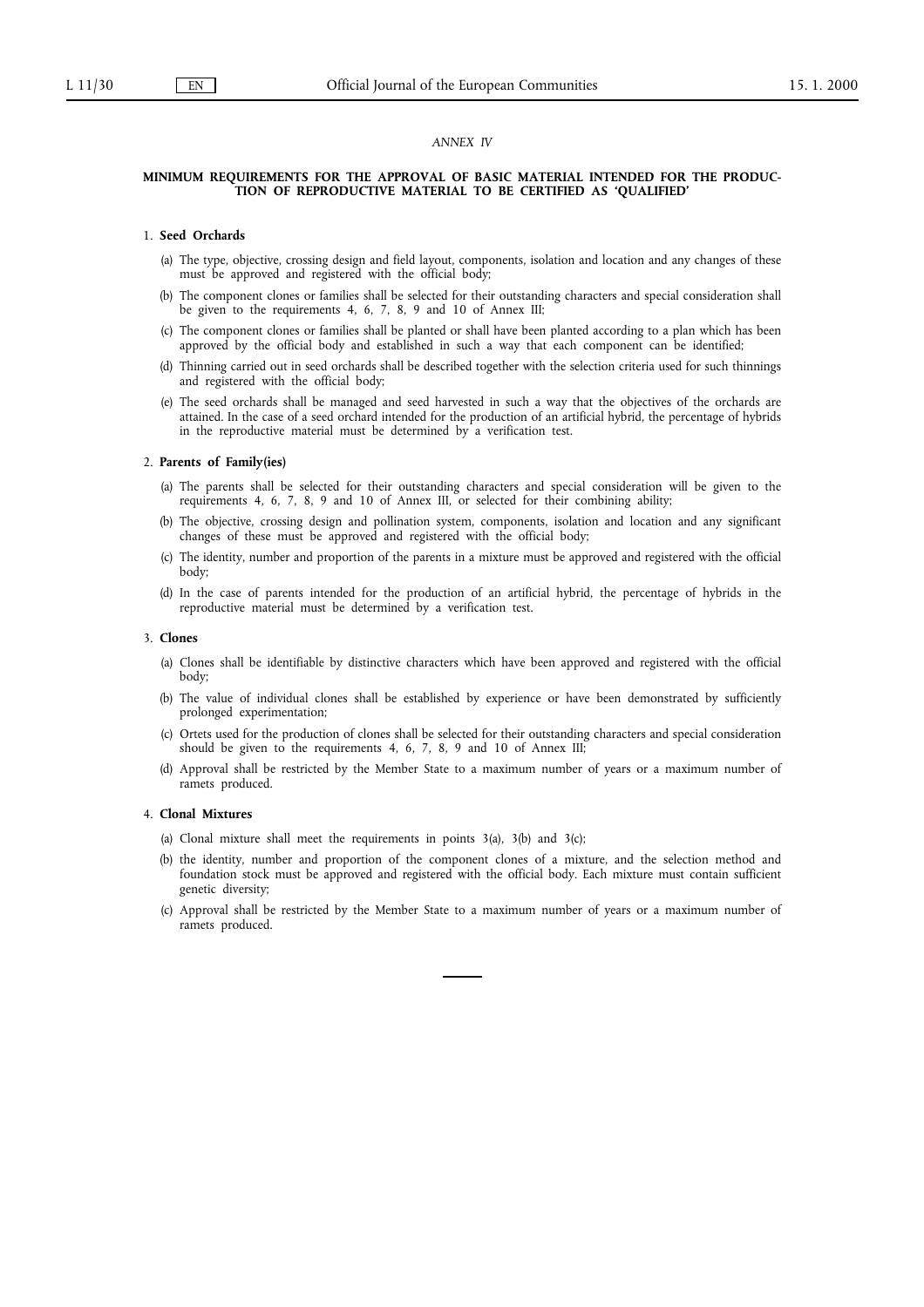*ANNEX IV*

**MINIMUM REQUIREMENTS FOR THE APPROVAL OF BASIC MATERIAL INTENDED FOR THE PRODUCTION OF REPRODUCTIVE MATERIAL TO BE CERTIFIED AS 'QUALIFIED'**

1. **Seed Orchards**

   (a) The type, objective, crossing design and field layout, components, isolation and location and any changes of these must be approved and registered with the official body;

   (b) The component clones or families shall be selected for their outstanding characters and special consideration shall be given to the requirements 4, 6, 7, 8, 9 and 10 of Annex III;

   (c) The component clones or families shall be planted or shall have been planted according to a plan which has been approved by the official body and established in such a way that each component can be identified;

   (d) Thinning carried out in seed orchards shall be described together with the selection criteria used for such thinnings and registered with the official body;

   (e) The seed orchards shall be managed and seed harvested in such a way that the objectives of the orchards are attained. In the case of a seed orchard intended for the production of an artificial hybrid, the percentage of hybrids in the reproductive material must be determined by a verification test.

2. **Parents of Family(ies)**

   (a) The parents shall be selected for their outstanding characters and special consideration will be given to the requirements 4, 6, 7, 8, 9 and 10 of Annex III, or selected for their combining ability;

   (b) The objective, crossing design and pollination system, components, isolation and location and any significant changes of these must be approved and registered with the official body;

   (c) The identity, number and proportion of the parents in a mixture must be approved and registered with the official body;

   (d) In the case of parents intended for the production of an artificial hybrid, the percentage of hybrids in the reproductive material must be determined by a verification test.

3. **Clones**

   (a) Clones shall be identifiable by distinctive characters which have been approved and registered with the official body;

   (b) The value of individual clones shall be established by experience or have been demonstrated by sufficiently prolonged experimentation;

   (c) Ortets used for the production of clones shall be selected for their outstanding characters and special consideration should be given to the requirements 4, 6, 7, 8, 9 and 10 of Annex III;

   (d) Approval shall be restricted by the Member State to a maximum number of years or a maximum number of ramets produced.

4. **Clonal Mixtures**

   (a) Clonal mixture shall meet the requirements in points 3(a), 3(b) and 3(c);

   (b) the identity, number and proportion of the component clones of a mixture, and the selection method and foundation stock must be approved and registered with the official body. Each mixture must contain sufficient genetic diversity;

   (c) Approval shall be restricted by the Member State to a maximum number of years or a maximum number of ramets produced.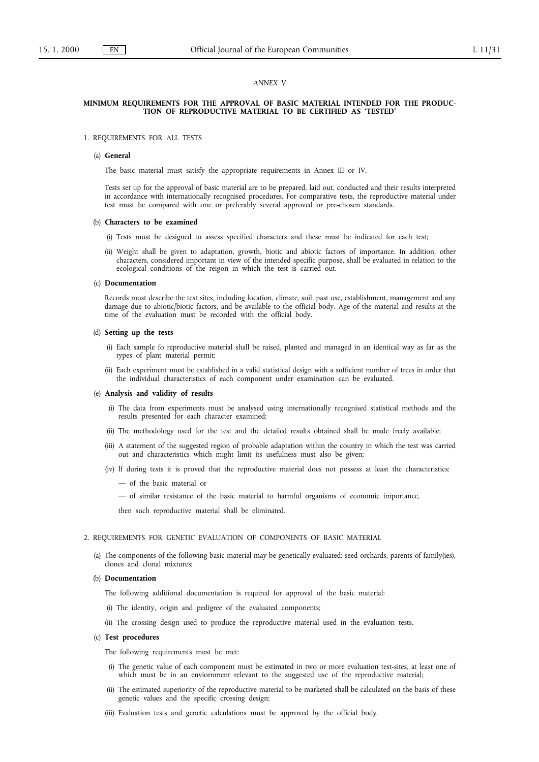*ANNEX V*

**MINIMUM REQUIREMENTS FOR THE APPROVAL OF BASIC MATERIAL INTENDED FOR THE PRODUCTION OF REPRODUCTIVE MATERIAL TO BE CERTIFIED AS 'TESTED'**

1. REQUIREMENTS FOR ALL TESTS

(a) **General**

The basic material must satisfy the appropriate requirements in Annex III or IV.

Tests set up for the approval of basic material are to be prepared, laid out, conducted and their results interpreted in accordance with internationally recognised procedures. For comparative tests, the reproductive material under test must be compared with one or preferably several approved or pre-chosen standards.

(b) **Characters to be examined**

(i) Tests must be designed to assess specified characters and these must be indicated for each test;

(ii) Weight shall be given to adaptation, growth, biotic and abiotic factors of importance. In addition, other characters, considered important in view of the intended specific purpose, shall be evaluated in relation to the ecological conditions of the reigon in which the test is carried out.

(c) **Documentation**

Records must describe the test sites, including location, climate, soil, past use, establishment, management and any damage due to abiotic/biotic factors, and be available to the official body. Age of the material and results at the time of the evaluation must be recorded with the official body.

(d) **Setting up the tests**

(i) Each sample fo reproductive material shall be raised, planted and managed in an identical way as far as the types of plant material permit;

(ii) Each experiment must be established in a valid statistical design with a sufficient number of trees in order that the individual characteristics of each component under examination can be evaluated.

(e) **Analysis and validity of results**

(i) The data from experiments must be analysed using internationally recognised statistical methods and the results presented for each character examined;

(ii) The methodology used for the test and the detailed results obtained shall be made freely available;

(iii) A statement of the suggested region of probable adaptation within the country in which the test was carried out and characteristics which might limit its usefulness must also be given;

(iv) If during tests it is proved that the reproductive material does not possess at least the characteristics:

— of the basic material or

— of similar resistance of the basic material to harmful organisms of economic importance,

then such reproductive material shall be eliminated.

2. REQUIREMENTS FOR GENETIC EVALUATION OF COMPONENTS OF BASIC MATERIAL

(a) The components of the following basic material may be genetically evaluated: seed orchards, parents of family(ies), clones and clonal mixtures;

(b) **Documentation**

The following additional documentation is required for approval of the basic material:

(i) The identity, origin and pedigree of the evaluated components;

(ii) The crossing design used to produce the reproductive material used in the evaluation tests.

(c) **Test procedures**

The following requirements must be met:

(i) The genetic value of each component must be estimated in two or more evaluation test-sites, at least one of which must be in an enviornment relevant to the suggested use of the reproductive material;

(ii) The estimated superiority of the reproductive material to be marketed shall be calculated on the basis of these genetic values and the specific crossing design;

(iii) Evaluation tests and genetic calculations must be approved by the official body.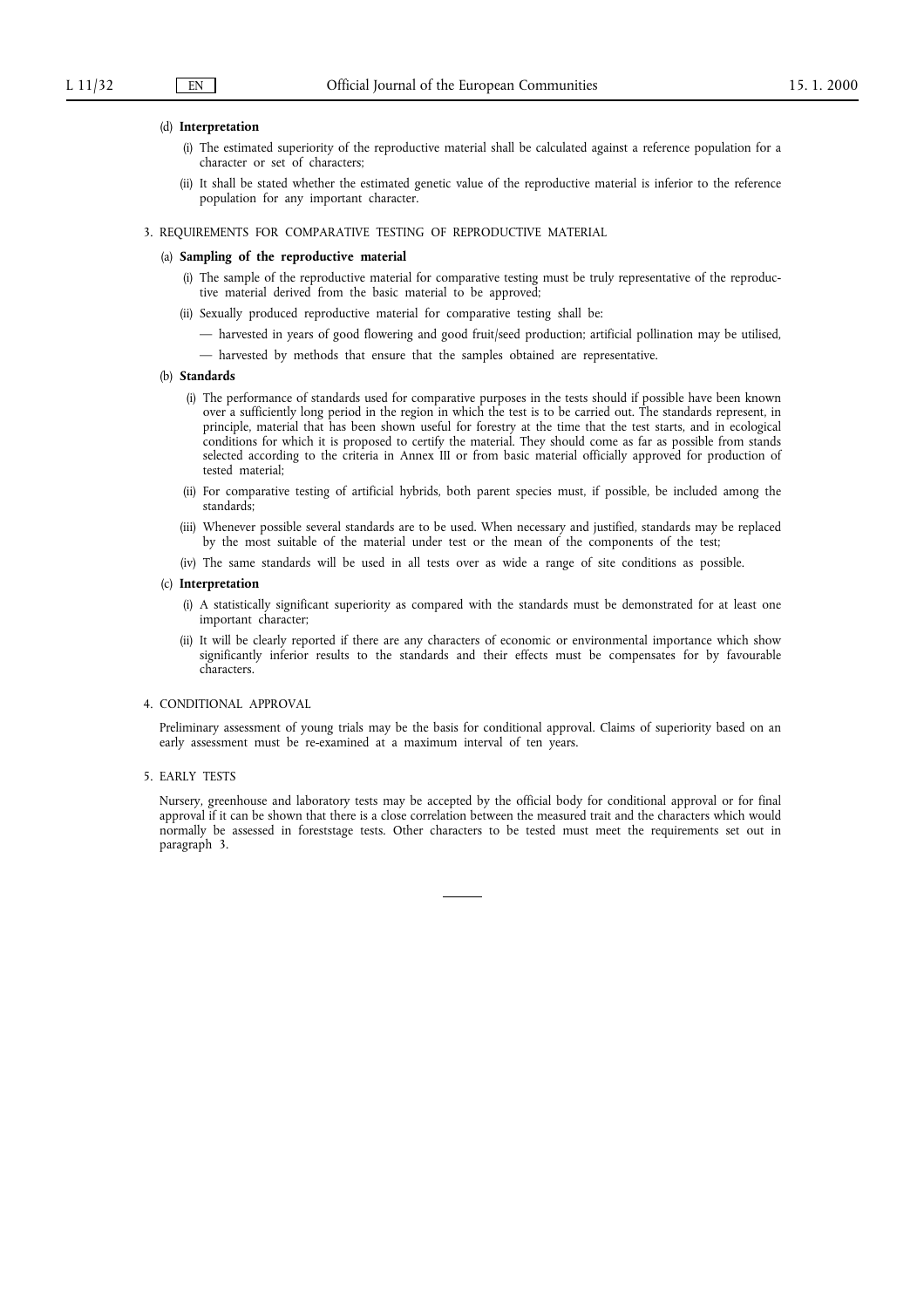(d) **Interpretation**

(i) The estimated superiority of the reproductive material shall be calculated against a reference population for a character or set of characters;

(ii) It shall be stated whether the estimated genetic value of the reproductive material is inferior to the reference population for any important character.

3. REQUIREMENTS FOR COMPARATIVE TESTING OF REPRODUCTIVE MATERIAL

(a) **Sampling of the reproductive material**

(i) The sample of the reproductive material for comparative testing must be truly representative of the reproductive material derived from the basic material to be approved;

(ii) Sexually produced reproductive material for comparative testing shall be:

— harvested in years of good flowering and good fruit/seed production; artificial pollination may be utilised,

— harvested by methods that ensure that the samples obtained are representative.

(b) **Standards**

(i) The performance of standards used for comparative purposes in the tests should if possible have been known over a sufficiently long period in the region in which the test is to be carried out. The standards represent, in principle, material that has been shown useful for forestry at the time that the test starts, and in ecological conditions for which it is proposed to certify the material. They should come as far as possible from stands selected according to the criteria in Annex III or from basic material officially approved for production of tested material;

(ii) For comparative testing of artificial hybrids, both parent species must, if possible, be included among the standards;

(iii) Whenever possible several standards are to be used. When necessary and justified, standards may be replaced by the most suitable of the material under test or the mean of the components of the test;

(iv) The same standards will be used in all tests over as wide a range of site conditions as possible.

(c) **Interpretation**

(i) A statistically significant superiority as compared with the standards must be demonstrated for at least one important character;

(ii) It will be clearly reported if there are any characters of economic or environmental importance which show significantly inferior results to the standards and their effects must be compensates for by favourable characters.

4. CONDITIONAL APPROVAL

Preliminary assessment of young trials may be the basis for conditional approval. Claims of superiority based on an early assessment must be re-examined at a maximum interval of ten years.

5. EARLY TESTS

Nursery, greenhouse and laboratory tests may be accepted by the official body for conditional approval or for final approval if it can be shown that there is a close correlation between the measured trait and the characters which would normally be assessed in foreststage tests. Other characters to be tested must meet the requirements set out in paragraph 3.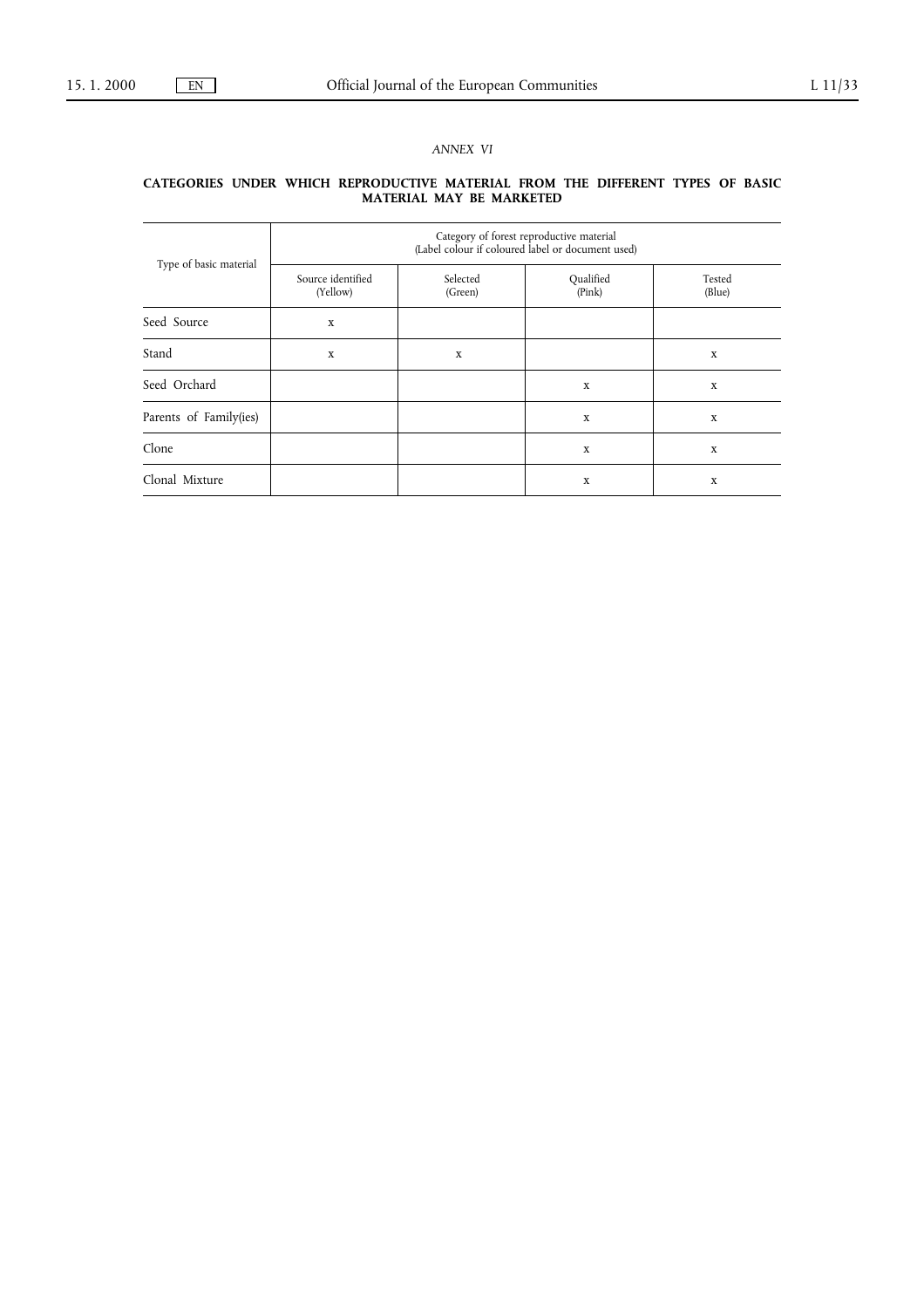*ANNEX VI*

**CATEGORIES UNDER WHICH REPRODUCTIVE MATERIAL FROM THE DIFFERENT TYPES OF BASIC MATERIAL MAY BE MARKETED**

| Type of basic material | Category of forest reproductive material (Label colour if coloured label or document used) | | | |
|---|---|---|---|---|
| | Source identified (Yellow) | Selected (Green) | Qualified (Pink) | Tested (Blue) |
| Seed Source | x | | | |
| Stand | x | x | | x |
| Seed Orchard | | | x | x |
| Parents of Family(ies) | | | x | x |
| Clone | | | x | x |
| Clonal Mixture | | | x | x |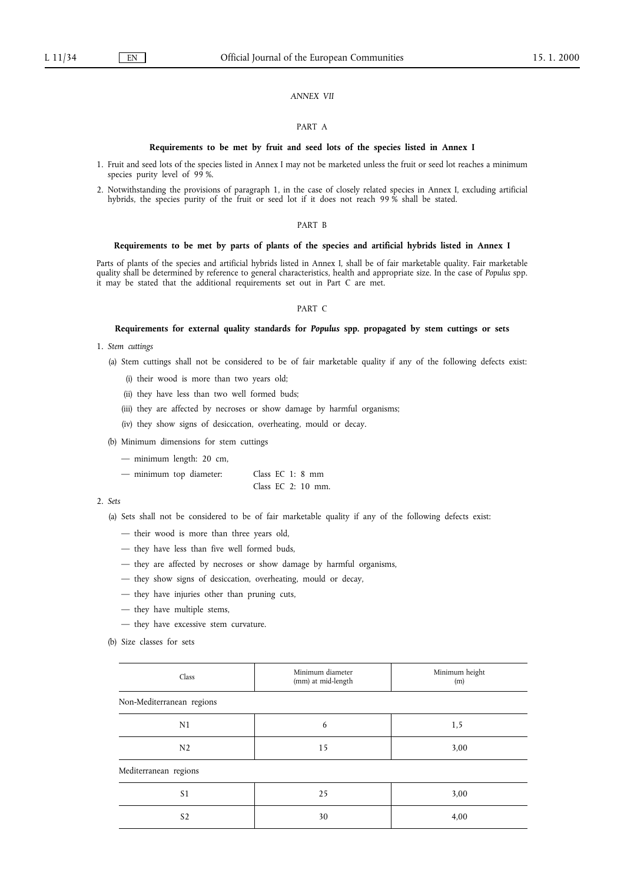*ANNEX VII*

PART A

**Requirements to be met by fruit and seed lots of the species listed in Annex I**

1. Fruit and seed lots of the species listed in Annex I may not be marketed unless the fruit or seed lot reaches a minimum species purity level of 99 %.

2. Notwithstanding the provisions of paragraph 1, in the case of closely related species in Annex I, excluding artificial hybrids, the species purity of the fruit or seed lot if it does not reach 99 % shall be stated.

PART B

**Requirements to be met by parts of plants of the species and artificial hybrids listed in Annex I**

Parts of plants of the species and artificial hybrids listed in Annex I, shall be of fair marketable quality. Fair marketable quality shall be determined by reference to general characteristics, health and appropriate size. In the case of *Populus* spp. it may be stated that the additional requirements set out in Part C are met.

PART C

**Requirements for external quality standards for *Populus* spp. propagated by stem cuttings or sets**

1. *Stem cuttings*

   (a) Stem cuttings shall not be considered to be of fair marketable quality if any of the following defects exist:

   (i) their wood is more than two years old;

   (ii) they have less than two well formed buds;

   (iii) they are affected by necroses or show damage by harmful organisms;

   (iv) they show signs of desiccation, overheating, mould or decay.

   (b) Minimum dimensions for stem cuttings

   — minimum length: 20 cm,

   — minimum top diameter: Class EC 1: 8 mm
   Class EC 2: 10 mm.

2. *Sets*

   (a) Sets shall not be considered to be of fair marketable quality if any of the following defects exist:

   — their wood is more than three years old,

   — they have less than five well formed buds,

   — they are affected by necroses or show damage by harmful organisms,

   — they show signs of desiccation, overheating, mould or decay,

   — they have injuries other than pruning cuts,

   — they have multiple stems,

   — they have excessive stem curvature.

   (b) Size classes for sets

| Class | Minimum diameter (mm) at mid-length | Minimum height (m) |
|---|---|---|
| Non-Mediterranean regions | | |
| N1 | 6 | 1,5 |
| N2 | 15 | 3,00 |
| Mediterranean regions | | |
| S1 | 25 | 3,00 |
| S2 | 30 | 4,00 |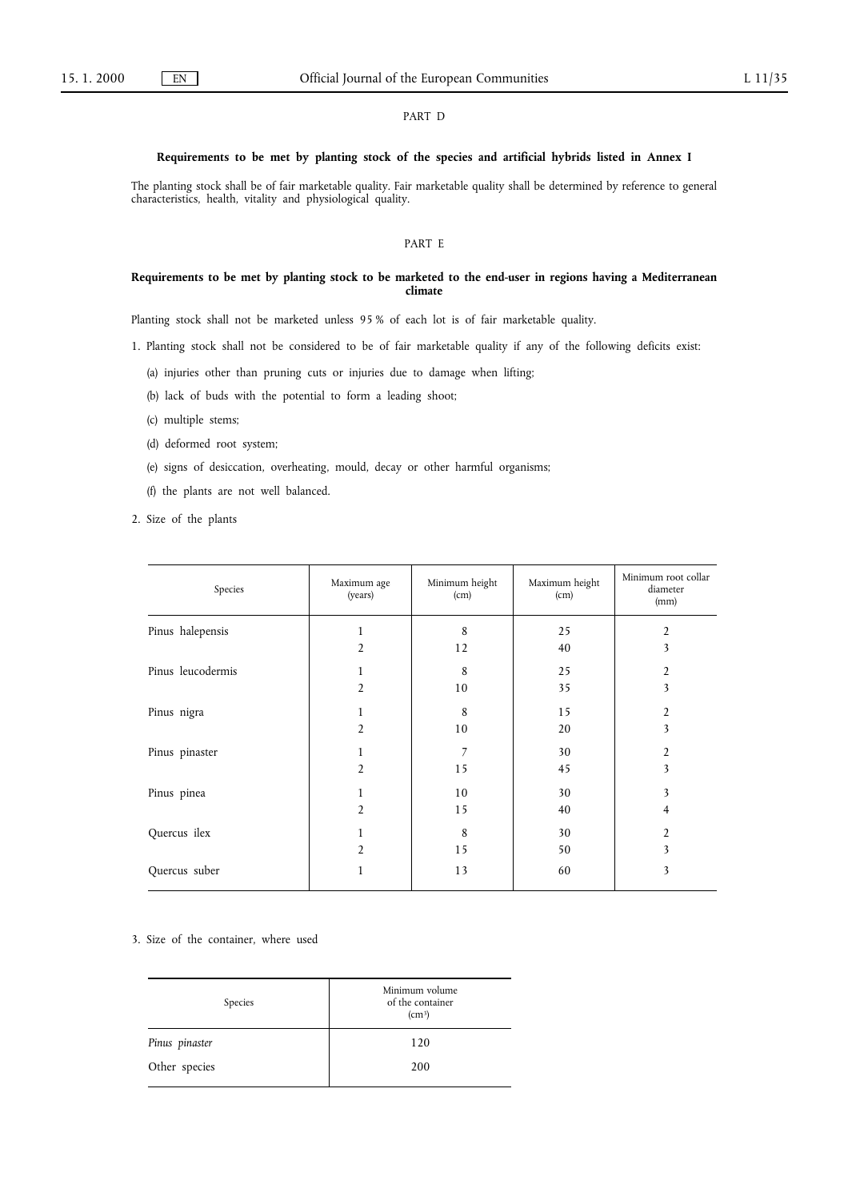## PART D

**Requirements to be met by planting stock of the species and artificial hybrids listed in Annex I**

The planting stock shall be of fair marketable quality. Fair marketable quality shall be determined by reference to general characteristics, health, vitality and physiological quality.

## PART E

**Requirements to be met by planting stock to be marketed to the end-user in regions having a Mediterranean climate**

Planting stock shall not be marketed unless 95 % of each lot is of fair marketable quality.

1. Planting stock shall not be considered to be of fair marketable quality if any of the following deficits exist:

   (a) injuries other than pruning cuts or injuries due to damage when lifting;

   (b) lack of buds with the potential to form a leading shoot;

   (c) multiple stems;

   (d) deformed root system;

   (e) signs of desiccation, overheating, mould, decay or other harmful organisms;

   (f) the plants are not well balanced.

2. Size of the plants

| Species | Maximum age (years) | Minimum height (cm) | Maximum height (cm) | Minimum root collar diameter (mm) |
|---|---|---|---|---|
| Pinus halepensis | 1 | 8 | 25 | 2 |
| | 2 | 12 | 40 | 3 |
| Pinus leucodermis | 1 | 8 | 25 | 2 |
| | 2 | 10 | 35 | 3 |
| Pinus nigra | 1 | 8 | 15 | 2 |
| | 2 | 10 | 20 | 3 |
| Pinus pinaster | 1 | 7 | 30 | 2 |
| | 2 | 15 | 45 | 3 |
| Pinus pinea | 1 | 10 | 30 | 3 |
| | 2 | 15 | 40 | 4 |
| Quercus ilex | 1 | 8 | 30 | 2 |
| | 2 | 15 | 50 | 3 |
| Quercus suber | 1 | 13 | 60 | 3 |

3. Size of the container, where used

| Species | Minimum volume of the container ($cm^3$) |
|---|---|
| *Pinus pinaster* | 120 |
| Other species | 200 |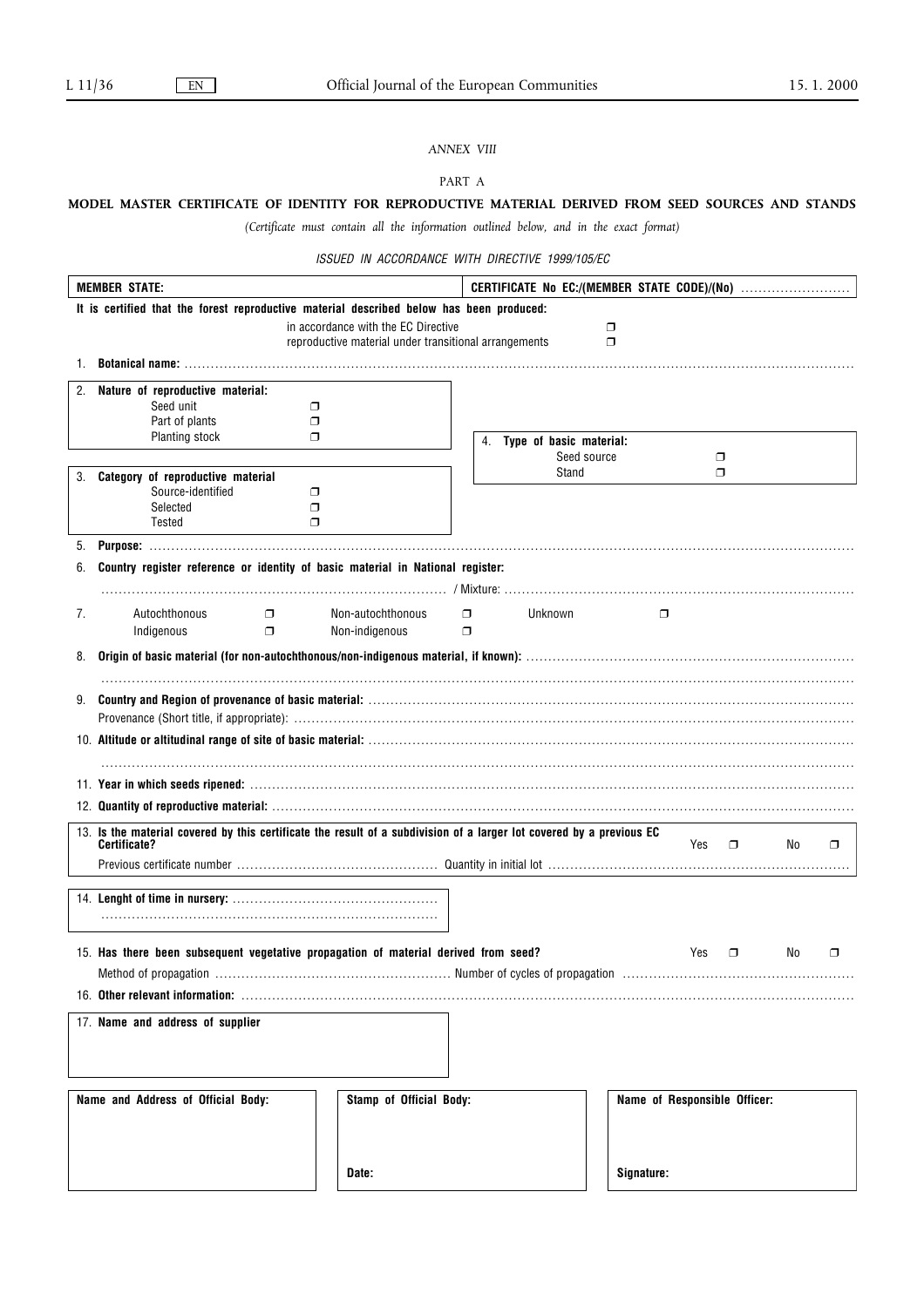*ANNEX VIII*

PART A

**MODEL MASTER CERTIFICATE OF IDENTITY FOR REPRODUCTIVE MATERIAL DERIVED FROM SEED SOURCES AND STANDS**

*(Certificate must contain all the information outlined below, and in the exact format)*

*ISSUED IN ACCORDANCE WITH DIRECTIVE 1999/105/EC*

**MEMBER STATE:**

**CERTIFICATE No EC:/(MEMBER STATE CODE)/(No)** ........................

**It is certified that the forest reproductive material described below has been produced:**

in accordance with the EC Directive ❒
reproductive material under transitional arrangements ❒

1. **Botanical name:** ..........

2. **Nature of reproductive material:**
   - Seed unit ❒
   - Part of plants ❒
   - Planting stock ❒

3. **Category of reproductive material**
   - Source-identified ❒
   - Selected ❒
   - Tested ❒

4. **Type of basic material:**
   - Seed source ❒
   - Stand ❒

5. **Purpose:** ..........

6. **Country register reference or identity of basic material in National register:**

   .......... / Mixture: ..........

7. Autochthonous ❒ Non-autochthonous ❒ Unknown ❒
   Indigenous ❒ Non-indigenous ❒

8. **Origin of basic material (for non-autochthonous/non-indigenous material, if known):** ..........

   ..........

9. **Country and Region of provenance of basic material:** ..........
   Provenance (Short title, if appropriate): ..........

10. **Altitude or altitudinal range of site of basic material:** ..........

    ..........

11. **Year in which seeds ripened:** ..........

12. **Quantity of reproductive material:** ..........

13. **Is the material covered by this certificate the result of a subdivision of a larger lot covered by a previous EC Certificate?** Yes ❒ No ❒
    Previous certificate number .......... Quantity in initial lot ..........

14. **Lenght of time in nursery:** ..........
    ..........

15. **Has there been subsequent vegetative propagation of material derived from seed?** Yes ❒ No ❒
    Method of propagation .......... Number of cycles of propagation ..........

16. **Other relevant information:** ..........

17. **Name and address of supplier**

| Name and Address of Official Body: | Stamp of Official Body: | Name of Responsible Officer: |
|---|---|---|
| | Date: | Signature: |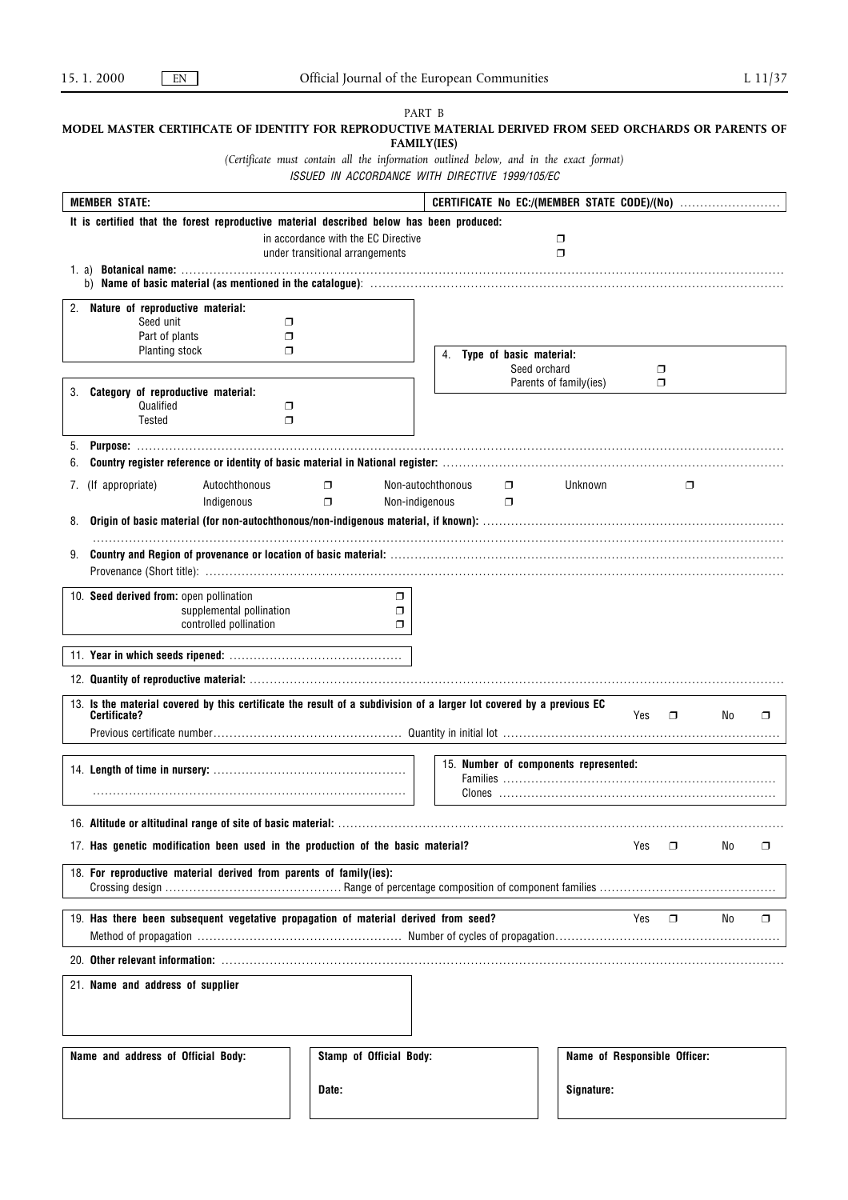PART B

**MODEL MASTER CERTIFICATE OF IDENTITY FOR REPRODUCTIVE MATERIAL DERIVED FROM SEED ORCHARDS OR PARENTS OF FAMILY(IES)**

*(Certificate must contain all the information outlined below, and in the exact format)*

*ISSUED IN ACCORDANCE WITH DIRECTIVE 1999/105/EC*

**MEMBER STATE:**

**CERTIFICATE No EC:/(MEMBER STATE CODE)/(No)** ........................

**It is certified that the forest reproductive material described below has been produced:**

in accordance with the EC Directive ❒
under transitional arrangements ❒

1. a) **Botanical name:** ........................................................................
   b) **Name of basic material (as mentioned in the catalogue)**: ........................................................................

2. **Nature of reproductive material:**
   Seed unit ❒
   Part of plants ❒
   Planting stock ❒

3. **Category of reproductive material:**
   Qualified ❒
   Tested ❒

4. **Type of basic material:**
   Seed orchard ❒
   Parents of family(ies) ❒

5. **Purpose:** ........................................................................

6. **Country register reference or identity of basic material in National register:** ........................................................................

7. (If appropriate) Autochthonous ❒ Non-autochthonous ❒ Unknown ❒
   Indigenous ❒ Non-indigenous ❒

8. **Origin of basic material (for non-autochthonous/non-indigenous material, if known):** ........................................................................
   ........................................................................

9. **Country and Region of provenance or location of basic material:** ........................................................................
   Provenance (Short title): ........................................................................

10. **Seed derived from:** open pollination ❒
    supplemental pollination ❒
    controlled pollination ❒

11. **Year in which seeds ripened:** ........................................

12. **Quantity of reproductive material:** ........................................................................

13. **Is the material covered by this certificate the result of a subdivision of a larger lot covered by a previous EC Certificate?** Yes ❒ No ❒
    Previous certificate number ........................................ Quantity in initial lot ........................................

14. **Length of time in nursery:** ........................................
    ........................................................................

15. **Number of components represented:**
    Families ........................................................................
    Clones ........................................................................

16. **Altitude or altitudinal range of site of basic material:** ........................................................................

17. **Has genetic modification been used in the production of the basic material?** Yes ❒ No ❒

18. **For reproductive material derived from parents of family(ies):**
    Crossing design ........................................ Range of percentage composition of component families ........................................

19. **Has there been subsequent vegetative propagation of material derived from seed?** Yes ❒ No ❒
    Method of propagation ........................................ Number of cycles of propagation........................................

20. **Other relevant information:** ........................................................................

21. **Name and address of supplier**

| **Name and address of Official Body:** | **Stamp of Official Body:** | **Name of Responsible Officer:** |
| --- | --- | --- |
| | **Date:** | **Signature:** |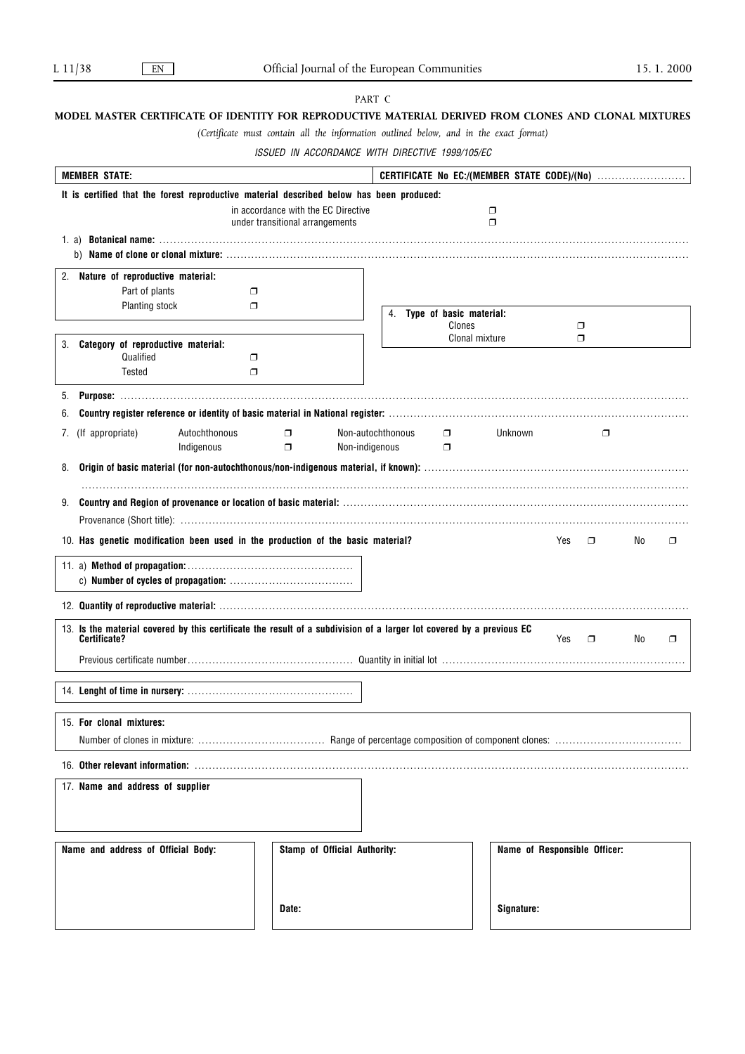PART C

**MODEL MASTER CERTIFICATE OF IDENTITY FOR REPRODUCTIVE MATERIAL DERIVED FROM CLONES AND CLONAL MIXTURES**

*(Certificate must contain all the information outlined below, and in the exact format)*

*ISSUED IN ACCORDANCE WITH DIRECTIVE 1999/105/EC*

**MEMBER STATE:**

**CERTIFICATE No EC:/(MEMBER STATE CODE)/(No)** ……………………

**It is certified that the forest reproductive material described below has been produced:**

in accordance with the EC Directive ❒
under transitional arrangements ❒

1. a) **Botanical name:** ……………………………………………………………………………………
   b) **Name of clone or clonal mixture:** ……………………………………………………………………

2. **Nature of reproductive material:**
   Part of plants ❒
   Planting stock ❒

3. **Category of reproductive material:**
   Qualified ❒
   Tested ❒

4. **Type of basic material:**
   Clones ❒
   Clonal mixture ❒

5. **Purpose:** ……………………………………………………………………………………………

6. **Country register reference or identity of basic material in National register:** ……………………………

7. (If appropriate) Autochthonous ❒ Non-autochthonous ❒ Unknown ❒
   Indigenous ❒ Non-indigenous ❒

8. **Origin of basic material (for non-autochthonous/non-indigenous material, if known):** ……………………
   ……………………………………………………………………………………………………

9. **Country and Region of provenance or location of basic material:** ……………………………………
   Provenance (Short title): ……………………………………………………………………………

10. **Has genetic modification been used in the production of the basic material?** Yes ❒ No ❒

11. a) **Method of propagation:** ……………………………………
    c) **Number of cycles of propagation:** …………………………

12. **Quantity of reproductive material:** ……………………………………………………………………

13. **Is the material covered by this certificate the result of a subdivision of a larger lot covered by a previous EC Certificate?** Yes ❒ No ❒
    Previous certificate number ……………………………… Quantity in initial lot ……………………………

14. **Lenght of time in nursery:** ……………………………………

15. **For clonal mixtures:**
    Number of clones in mixture: ……………………… Range of percentage composition of component clones: ………………………

16. **Other relevant information:** ……………………………………………………………………

17. **Name and address of supplier**

| **Name and address of Official Body:** | **Stamp of Official Authority:** | **Name of Responsible Officer:** |
|---|---|---|
| | **Date:** | **Signature:** |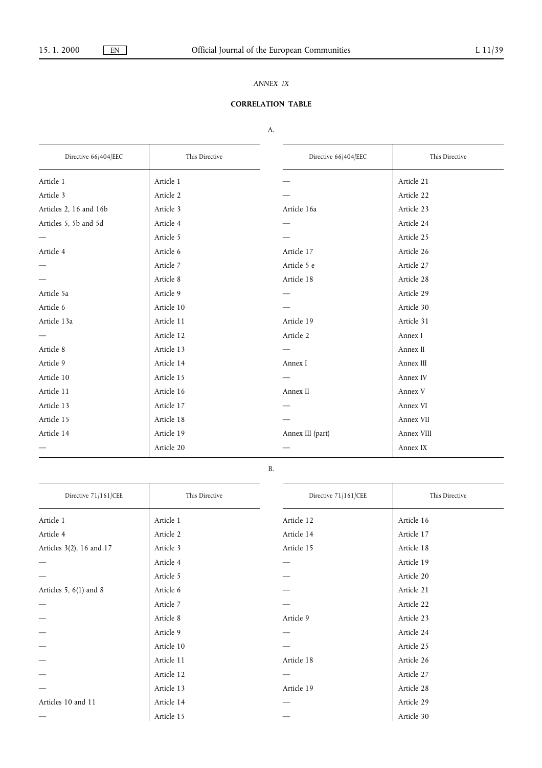*ANNEX IX*

**CORRELATION TABLE**

A.

| Directive 66/404/EEC | This Directive |
|---|---|
| Article 1 | Article 1 |
| Article 3 | Article 2 |
| Articles 2, 16 and 16b | Article 3 |
| Articles 5, 5b and 5d | Article 4 |
| — | Article 5 |
| Article 4 | Article 6 |
| — | Article 7 |
| — | Article 8 |
| Article 5a | Article 9 |
| Article 6 | Article 10 |
| Article 13a | Article 11 |
| — | Article 12 |
| Article 8 | Article 13 |
| Article 9 | Article 14 |
| Article 10 | Article 15 |
| Article 11 | Article 16 |
| Article 13 | Article 17 |
| Article 15 | Article 18 |
| Article 14 | Article 19 |
| — | Article 20 |
| — | Article 21 |
| — | Article 22 |
| Article 16a | Article 23 |
| — | Article 24 |
| — | Article 25 |
| Article 17 | Article 26 |
| Article 5 e | Article 27 |
| Article 18 | Article 28 |
| — | Article 29 |
| — | Article 30 |
| Article 19 | Article 31 |
| Article 2 | Annex I |
| — | Annex II |
| Annex I | Annex III |
| — | Annex IV |
| Annex II | Annex V |
| — | Annex VI |
| — | Annex VII |
| Annex III (part) | Annex VIII |
| — | Annex IX |

B.

| Directive 71/161/CEE | This Directive |
|---|---|
| Article 1 | Article 1 |
| Article 4 | Article 2 |
| Articles 3(2), 16 and 17 | Article 3 |
| — | Article 4 |
| — | Article 5 |
| Articles 5, 6(1) and 8 | Article 6 |
| — | Article 7 |
| — | Article 8 |
| — | Article 9 |
| — | Article 10 |
| — | Article 11 |
| — | Article 12 |
| — | Article 13 |
| Articles 10 and 11 | Article 14 |
| — | Article 15 |
| Article 12 | Article 16 |
| Article 14 | Article 17 |
| Article 15 | Article 18 |
| — | Article 19 |
| — | Article 20 |
| — | Article 21 |
| — | Article 22 |
| Article 9 | Article 23 |
| — | Article 24 |
| — | Article 25 |
| Article 18 | Article 26 |
| — | Article 27 |
| Article 19 | Article 28 |
| — | Article 29 |
| — | Article 30 |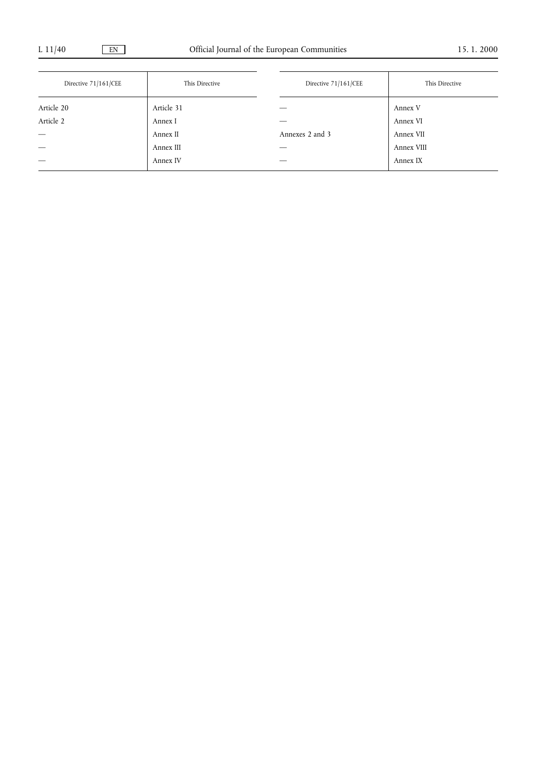| Directive 71/161/CEE | This Directive |
|---|---|
| Article 20 | Article 31 |
| Article 2 | Annex I |
| — | Annex II |
| — | Annex III |
| — | Annex IV |
| — | Annex V |
| — | Annex VI |
| Annexes 2 and 3 | Annex VII |
| — | Annex VIII |
| — | Annex IX |